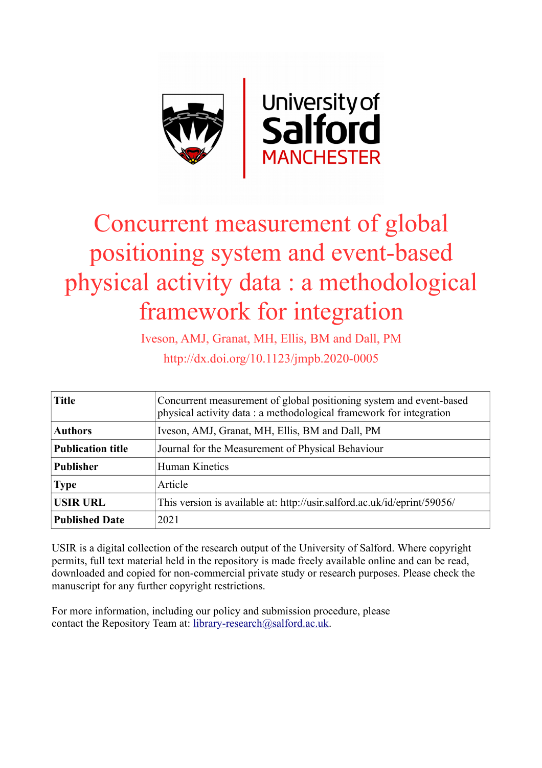# Concurrent measurement of global positioning system and event-based physical activity data : a methodological framework for integration

Iveson, AMJ, Granat, MH, Ellis, BM and Dall, PM

http://dx.doi.org/10.1123/jmpb.2020-0005

| **Title** | Concurrent measurement of global positioning system and event-based physical activity data : a methodological framework for integration |
|---|---|
| **Authors** | Iveson, AMJ, Granat, MH, Ellis, BM and Dall, PM |
| **Publication title** | Journal for the Measurement of Physical Behaviour |
| **Publisher** | Human Kinetics |
| **Type** | Article |
| **USIR URL** | This version is available at: http://usir.salford.ac.uk/id/eprint/59056/ |
| **Published Date** | 2021 |

USIR is a digital collection of the research output of the University of Salford. Where copyright permits, full text material held in the repository is made freely available online and can be read, downloaded and copied for non-commercial private study or research purposes. Please check the manuscript for any further copyright restrictions.

For more information, including our policy and submission procedure, please contact the Repository Team at: library-research@salford.ac.uk.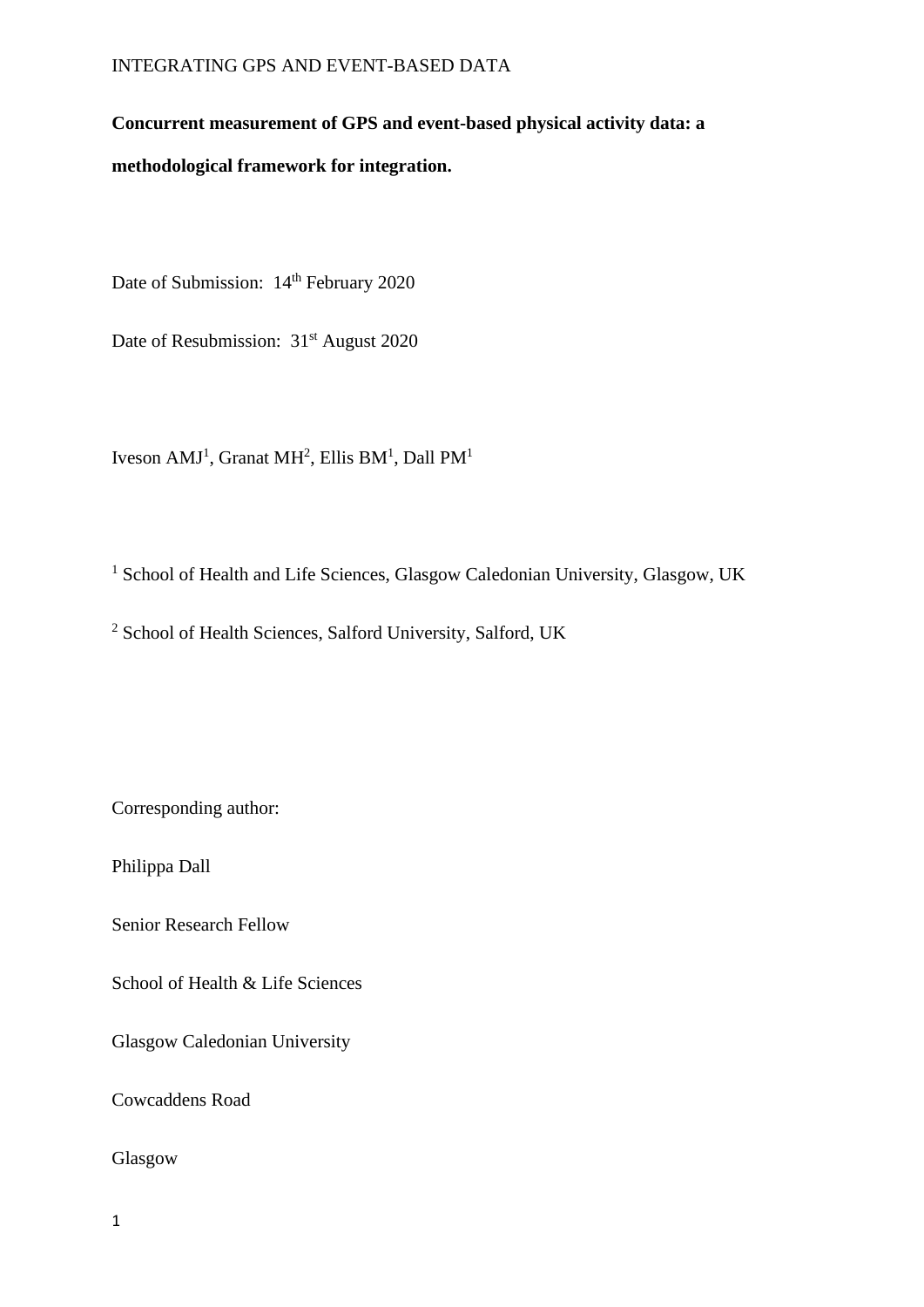**Concurrent measurement of GPS and event-based physical activity data: a methodological framework for integration.**

Date of Submission: 14th February 2020

Date of Resubmission: 31st August 2020

Iveson AMJ[1], Granat MH[2], Ellis BM[1], Dall PM[1]

[1] School of Health and Life Sciences, Glasgow Caledonian University, Glasgow, UK

[2] School of Health Sciences, Salford University, Salford, UK

Corresponding author:

Philippa Dall

Senior Research Fellow

School of Health & Life Sciences

Glasgow Caledonian University

Cowcaddens Road

Glasgow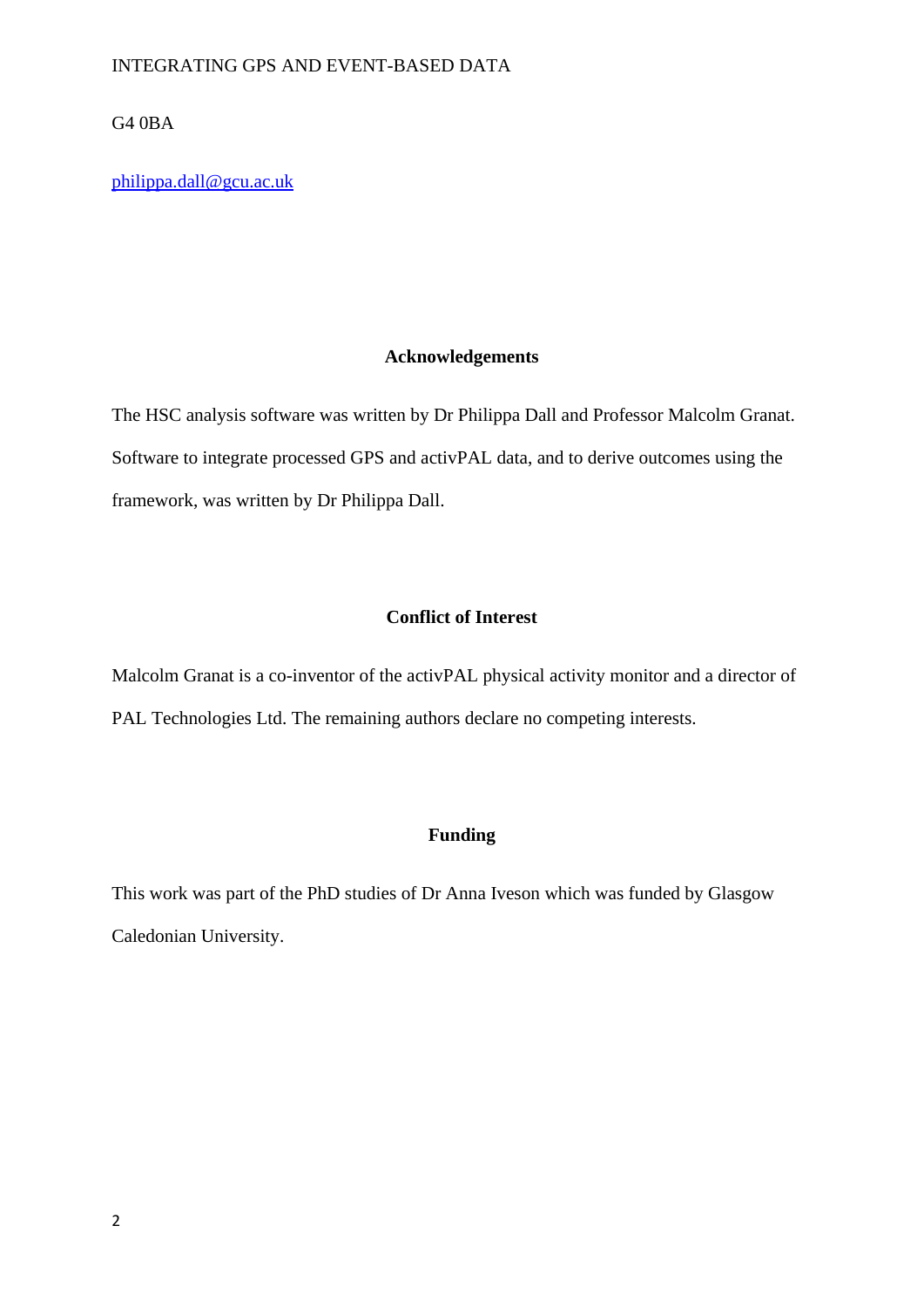G4 0BA

philippa.dall@gcu.ac.uk

## Acknowledgements

The HSC analysis software was written by Dr Philippa Dall and Professor Malcolm Granat. Software to integrate processed GPS and activPAL data, and to derive outcomes using the framework, was written by Dr Philippa Dall.

## Conflict of Interest

Malcolm Granat is a co-inventor of the activPAL physical activity monitor and a director of PAL Technologies Ltd. The remaining authors declare no competing interests.

## Funding

This work was part of the PhD studies of Dr Anna Iveson which was funded by Glasgow Caledonian University.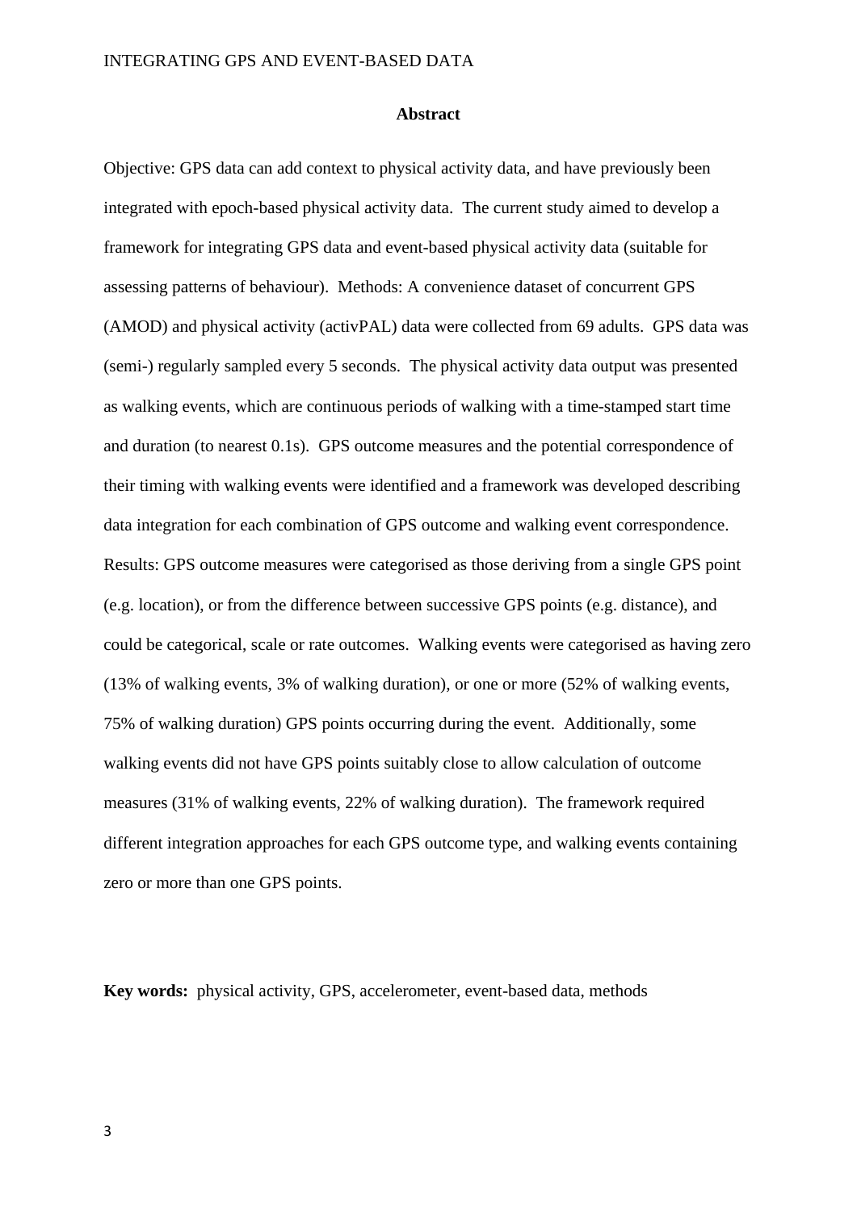## Abstract

Objective: GPS data can add context to physical activity data, and have previously been integrated with epoch-based physical activity data. The current study aimed to develop a framework for integrating GPS data and event-based physical activity data (suitable for assessing patterns of behaviour). Methods: A convenience dataset of concurrent GPS (AMOD) and physical activity (activPAL) data were collected from 69 adults. GPS data was (semi-) regularly sampled every 5 seconds. The physical activity data output was presented as walking events, which are continuous periods of walking with a time-stamped start time and duration (to nearest 0.1s). GPS outcome measures and the potential correspondence of their timing with walking events were identified and a framework was developed describing data integration for each combination of GPS outcome and walking event correspondence. Results: GPS outcome measures were categorised as those deriving from a single GPS point (e.g. location), or from the difference between successive GPS points (e.g. distance), and could be categorical, scale or rate outcomes. Walking events were categorised as having zero (13% of walking events, 3% of walking duration), or one or more (52% of walking events, 75% of walking duration) GPS points occurring during the event. Additionally, some walking events did not have GPS points suitably close to allow calculation of outcome measures (31% of walking events, 22% of walking duration). The framework required different integration approaches for each GPS outcome type, and walking events containing zero or more than one GPS points.

**Key words:** physical activity, GPS, accelerometer, event-based data, methods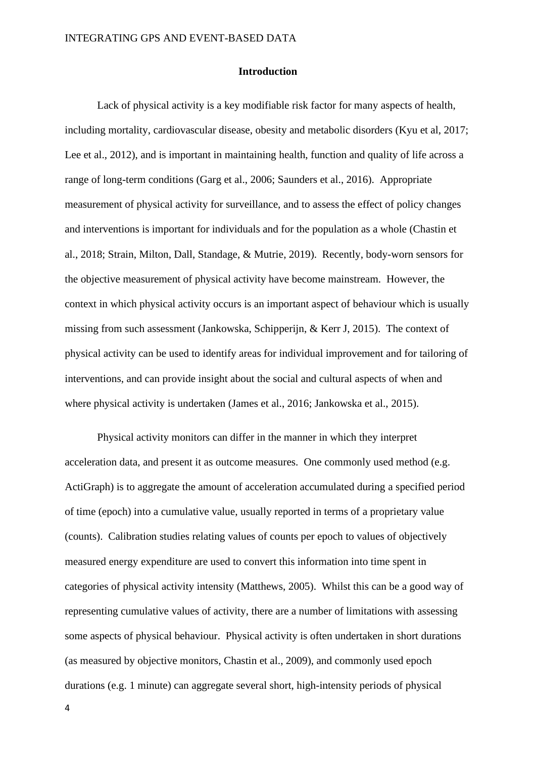## Introduction

Lack of physical activity is a key modifiable risk factor for many aspects of health, including mortality, cardiovascular disease, obesity and metabolic disorders (Kyu et al, 2017; Lee et al., 2012), and is important in maintaining health, function and quality of life across a range of long-term conditions (Garg et al., 2006; Saunders et al., 2016). Appropriate measurement of physical activity for surveillance, and to assess the effect of policy changes and interventions is important for individuals and for the population as a whole (Chastin et al., 2018; Strain, Milton, Dall, Standage, & Mutrie, 2019). Recently, body-worn sensors for the objective measurement of physical activity have become mainstream. However, the context in which physical activity occurs is an important aspect of behaviour which is usually missing from such assessment (Jankowska, Schipperijn, & Kerr J, 2015). The context of physical activity can be used to identify areas for individual improvement and for tailoring of interventions, and can provide insight about the social and cultural aspects of when and where physical activity is undertaken (James et al., 2016; Jankowska et al., 2015).

Physical activity monitors can differ in the manner in which they interpret acceleration data, and present it as outcome measures. One commonly used method (e.g. ActiGraph) is to aggregate the amount of acceleration accumulated during a specified period of time (epoch) into a cumulative value, usually reported in terms of a proprietary value (counts). Calibration studies relating values of counts per epoch to values of objectively measured energy expenditure are used to convert this information into time spent in categories of physical activity intensity (Matthews, 2005). Whilst this can be a good way of representing cumulative values of activity, there are a number of limitations with assessing some aspects of physical behaviour. Physical activity is often undertaken in short durations (as measured by objective monitors, Chastin et al., 2009), and commonly used epoch durations (e.g. 1 minute) can aggregate several short, high-intensity periods of physical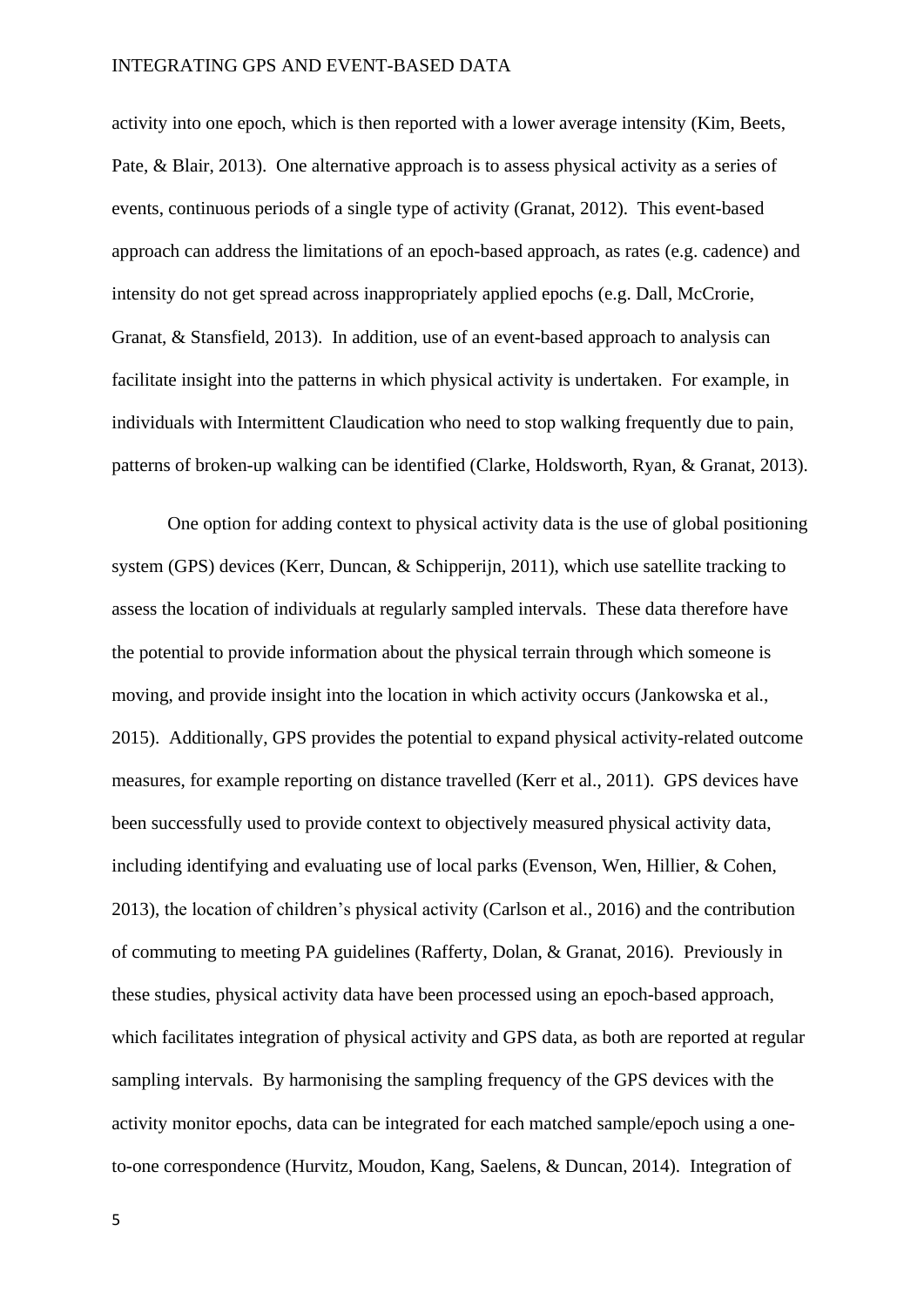activity into one epoch, which is then reported with a lower average intensity (Kim, Beets, Pate, & Blair, 2013). One alternative approach is to assess physical activity as a series of events, continuous periods of a single type of activity (Granat, 2012). This event-based approach can address the limitations of an epoch-based approach, as rates (e.g. cadence) and intensity do not get spread across inappropriately applied epochs (e.g. Dall, McCrorie, Granat, & Stansfield, 2013). In addition, use of an event-based approach to analysis can facilitate insight into the patterns in which physical activity is undertaken. For example, in individuals with Intermittent Claudication who need to stop walking frequently due to pain, patterns of broken-up walking can be identified (Clarke, Holdsworth, Ryan, & Granat, 2013).

One option for adding context to physical activity data is the use of global positioning system (GPS) devices (Kerr, Duncan, & Schipperijn, 2011), which use satellite tracking to assess the location of individuals at regularly sampled intervals. These data therefore have the potential to provide information about the physical terrain through which someone is moving, and provide insight into the location in which activity occurs (Jankowska et al., 2015). Additionally, GPS provides the potential to expand physical activity-related outcome measures, for example reporting on distance travelled (Kerr et al., 2011). GPS devices have been successfully used to provide context to objectively measured physical activity data, including identifying and evaluating use of local parks (Evenson, Wen, Hillier, & Cohen, 2013), the location of children's physical activity (Carlson et al., 2016) and the contribution of commuting to meeting PA guidelines (Rafferty, Dolan, & Granat, 2016). Previously in these studies, physical activity data have been processed using an epoch-based approach, which facilitates integration of physical activity and GPS data, as both are reported at regular sampling intervals. By harmonising the sampling frequency of the GPS devices with the activity monitor epochs, data can be integrated for each matched sample/epoch using a one-to-one correspondence (Hurvitz, Moudon, Kang, Saelens, & Duncan, 2014). Integration of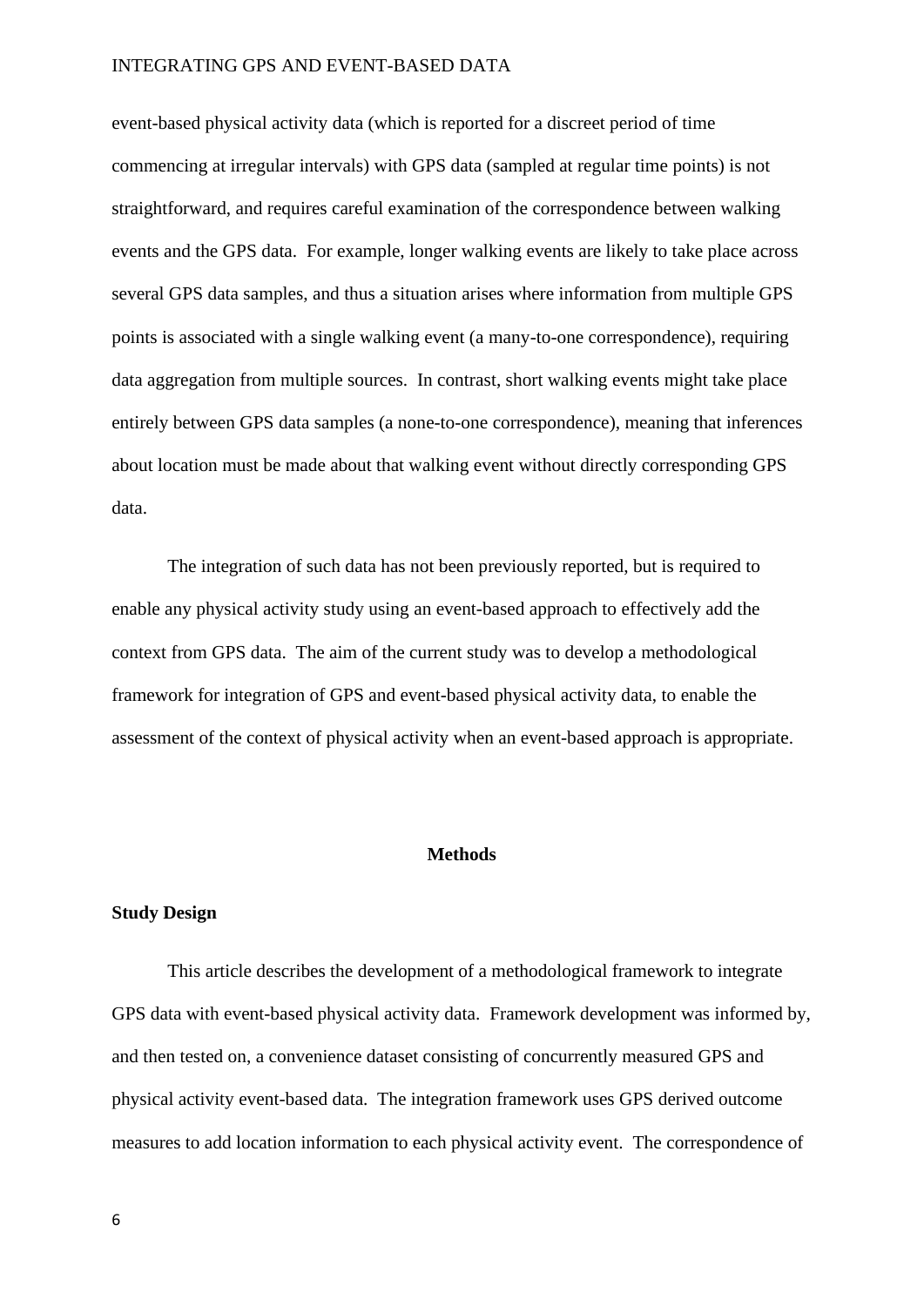event-based physical activity data (which is reported for a discreet period of time commencing at irregular intervals) with GPS data (sampled at regular time points) is not straightforward, and requires careful examination of the correspondence between walking events and the GPS data. For example, longer walking events are likely to take place across several GPS data samples, and thus a situation arises where information from multiple GPS points is associated with a single walking event (a many-to-one correspondence), requiring data aggregation from multiple sources. In contrast, short walking events might take place entirely between GPS data samples (a none-to-one correspondence), meaning that inferences about location must be made about that walking event without directly corresponding GPS data.

The integration of such data has not been previously reported, but is required to enable any physical activity study using an event-based approach to effectively add the context from GPS data. The aim of the current study was to develop a methodological framework for integration of GPS and event-based physical activity data, to enable the assessment of the context of physical activity when an event-based approach is appropriate.

## Methods

### Study Design

This article describes the development of a methodological framework to integrate GPS data with event-based physical activity data. Framework development was informed by, and then tested on, a convenience dataset consisting of concurrently measured GPS and physical activity event-based data. The integration framework uses GPS derived outcome measures to add location information to each physical activity event. The correspondence of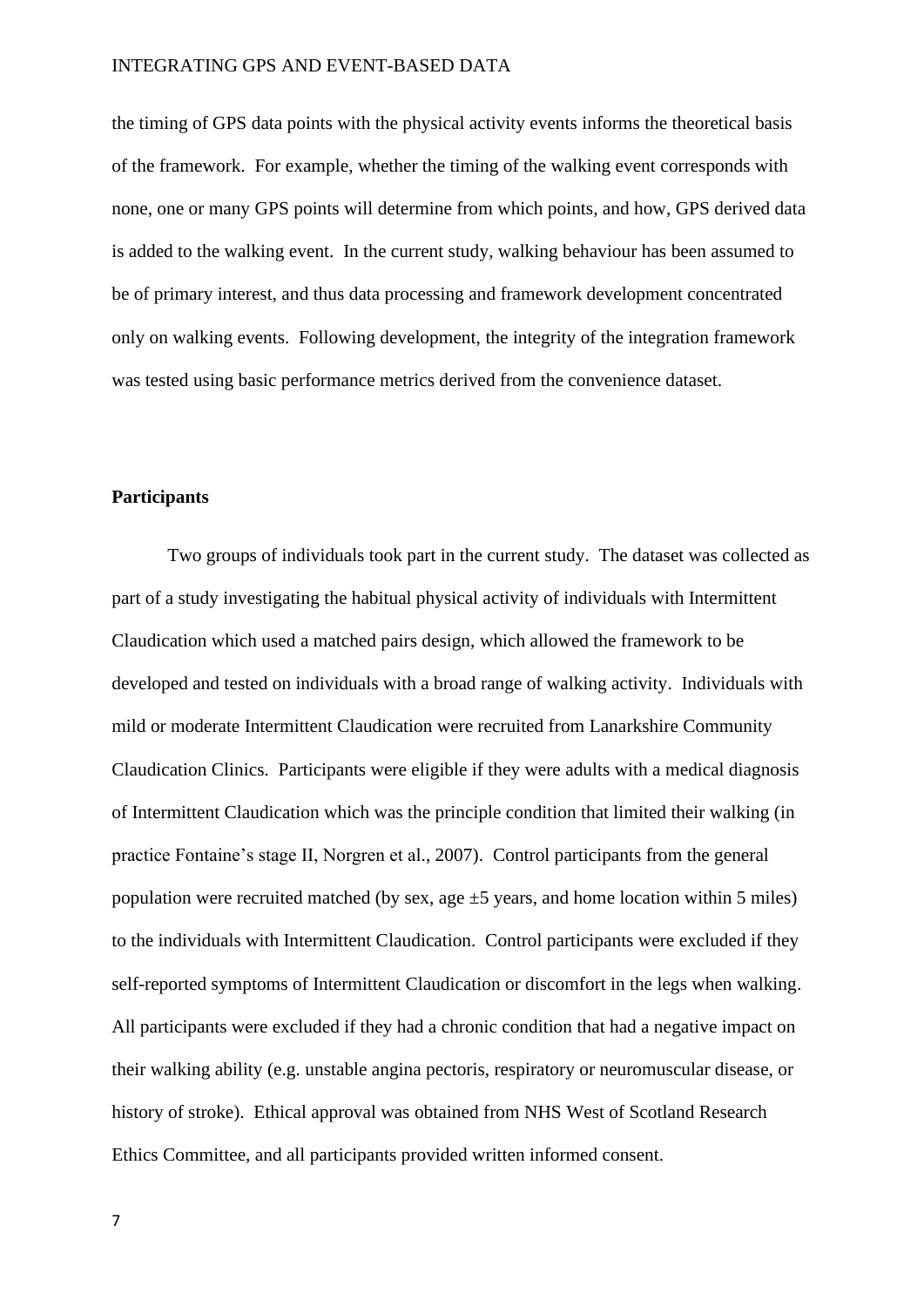the timing of GPS data points with the physical activity events informs the theoretical basis of the framework. For example, whether the timing of the walking event corresponds with none, one or many GPS points will determine from which points, and how, GPS derived data is added to the walking event. In the current study, walking behaviour has been assumed to be of primary interest, and thus data processing and framework development concentrated only on walking events. Following development, the integrity of the integration framework was tested using basic performance metrics derived from the convenience dataset.

**Participants**

Two groups of individuals took part in the current study. The dataset was collected as part of a study investigating the habitual physical activity of individuals with Intermittent Claudication which used a matched pairs design, which allowed the framework to be developed and tested on individuals with a broad range of walking activity. Individuals with mild or moderate Intermittent Claudication were recruited from Lanarkshire Community Claudication Clinics. Participants were eligible if they were adults with a medical diagnosis of Intermittent Claudication which was the principle condition that limited their walking (in practice Fontaine's stage II, Norgren et al., 2007). Control participants from the general population were recruited matched (by sex, age ±5 years, and home location within 5 miles) to the individuals with Intermittent Claudication. Control participants were excluded if they self-reported symptoms of Intermittent Claudication or discomfort in the legs when walking. All participants were excluded if they had a chronic condition that had a negative impact on their walking ability (e.g. unstable angina pectoris, respiratory or neuromuscular disease, or history of stroke). Ethical approval was obtained from NHS West of Scotland Research Ethics Committee, and all participants provided written informed consent.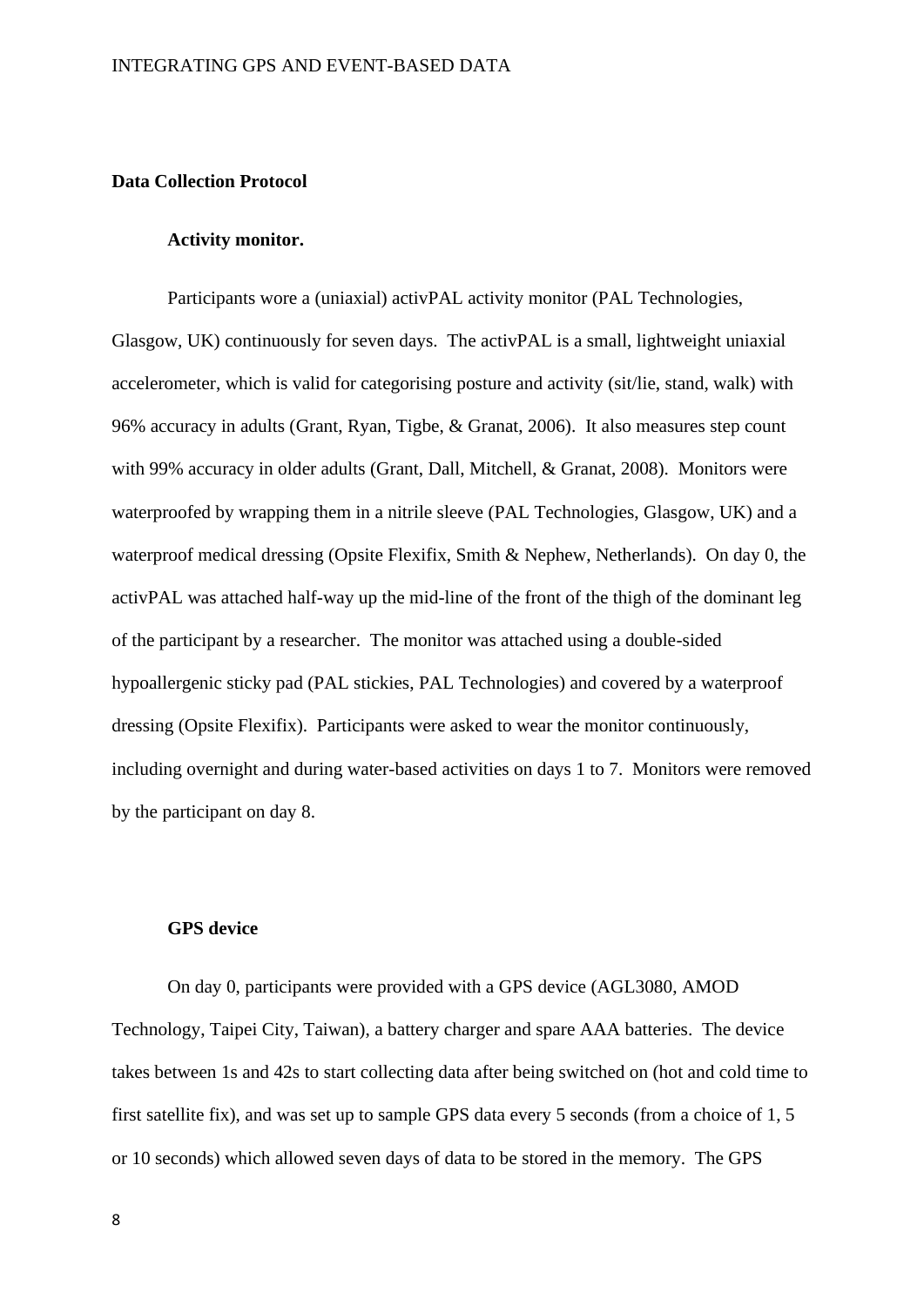## Data Collection Protocol

### Activity monitor.

Participants wore a (uniaxial) activPAL activity monitor (PAL Technologies, Glasgow, UK) continuously for seven days. The activPAL is a small, lightweight uniaxial accelerometer, which is valid for categorising posture and activity (sit/lie, stand, walk) with 96% accuracy in adults (Grant, Ryan, Tigbe, & Granat, 2006). It also measures step count with 99% accuracy in older adults (Grant, Dall, Mitchell, & Granat, 2008). Monitors were waterproofed by wrapping them in a nitrile sleeve (PAL Technologies, Glasgow, UK) and a waterproof medical dressing (Opsite Flexifix, Smith & Nephew, Netherlands). On day 0, the activPAL was attached half-way up the mid-line of the front of the thigh of the dominant leg of the participant by a researcher. The monitor was attached using a double-sided hypoallergenic sticky pad (PAL stickies, PAL Technologies) and covered by a waterproof dressing (Opsite Flexifix). Participants were asked to wear the monitor continuously, including overnight and during water-based activities on days 1 to 7. Monitors were removed by the participant on day 8.

### GPS device

On day 0, participants were provided with a GPS device (AGL3080, AMOD Technology, Taipei City, Taiwan), a battery charger and spare AAA batteries. The device takes between 1s and 42s to start collecting data after being switched on (hot and cold time to first satellite fix), and was set up to sample GPS data every 5 seconds (from a choice of 1, 5 or 10 seconds) which allowed seven days of data to be stored in the memory. The GPS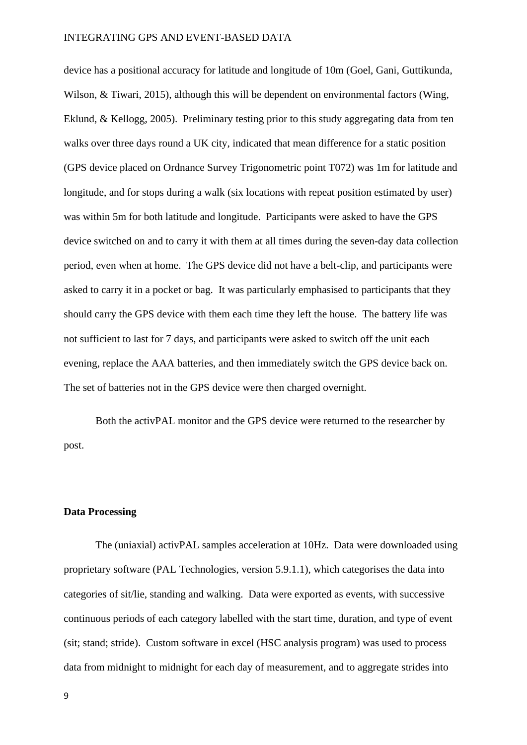device has a positional accuracy for latitude and longitude of 10m (Goel, Gani, Guttikunda, Wilson, & Tiwari, 2015), although this will be dependent on environmental factors (Wing, Eklund, & Kellogg, 2005). Preliminary testing prior to this study aggregating data from ten walks over three days round a UK city, indicated that mean difference for a static position (GPS device placed on Ordnance Survey Trigonometric point T072) was 1m for latitude and longitude, and for stops during a walk (six locations with repeat position estimated by user) was within 5m for both latitude and longitude. Participants were asked to have the GPS device switched on and to carry it with them at all times during the seven-day data collection period, even when at home. The GPS device did not have a belt-clip, and participants were asked to carry it in a pocket or bag. It was particularly emphasised to participants that they should carry the GPS device with them each time they left the house. The battery life was not sufficient to last for 7 days, and participants were asked to switch off the unit each evening, replace the AAA batteries, and then immediately switch the GPS device back on. The set of batteries not in the GPS device were then charged overnight.

Both the activPAL monitor and the GPS device were returned to the researcher by post.

**Data Processing**

The (uniaxial) activPAL samples acceleration at 10Hz. Data were downloaded using proprietary software (PAL Technologies, version 5.9.1.1), which categorises the data into categories of sit/lie, standing and walking. Data were exported as events, with successive continuous periods of each category labelled with the start time, duration, and type of event (sit; stand; stride). Custom software in excel (HSC analysis program) was used to process data from midnight to midnight for each day of measurement, and to aggregate strides into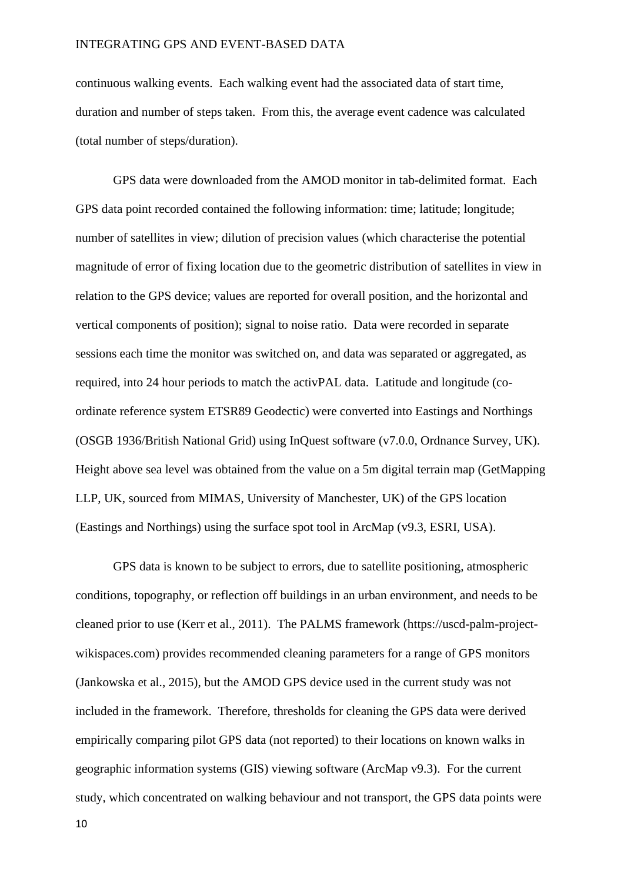continuous walking events. Each walking event had the associated data of start time, duration and number of steps taken. From this, the average event cadence was calculated (total number of steps/duration).

GPS data were downloaded from the AMOD monitor in tab-delimited format. Each GPS data point recorded contained the following information: time; latitude; longitude; number of satellites in view; dilution of precision values (which characterise the potential magnitude of error of fixing location due to the geometric distribution of satellites in view in relation to the GPS device; values are reported for overall position, and the horizontal and vertical components of position); signal to noise ratio. Data were recorded in separate sessions each time the monitor was switched on, and data was separated or aggregated, as required, into 24 hour periods to match the activPAL data. Latitude and longitude (co-ordinate reference system ETSR89 Geodectic) were converted into Eastings and Northings (OSGB 1936/British National Grid) using InQuest software (v7.0.0, Ordnance Survey, UK). Height above sea level was obtained from the value on a 5m digital terrain map (GetMapping LLP, UK, sourced from MIMAS, University of Manchester, UK) of the GPS location (Eastings and Northings) using the surface spot tool in ArcMap (v9.3, ESRI, USA).

GPS data is known to be subject to errors, due to satellite positioning, atmospheric conditions, topography, or reflection off buildings in an urban environment, and needs to be cleaned prior to use (Kerr et al., 2011). The PALMS framework (https://uscd-palm-project-wikispaces.com) provides recommended cleaning parameters for a range of GPS monitors (Jankowska et al., 2015), but the AMOD GPS device used in the current study was not included in the framework. Therefore, thresholds for cleaning the GPS data were derived empirically comparing pilot GPS data (not reported) to their locations on known walks in geographic information systems (GIS) viewing software (ArcMap v9.3). For the current study, which concentrated on walking behaviour and not transport, the GPS data points were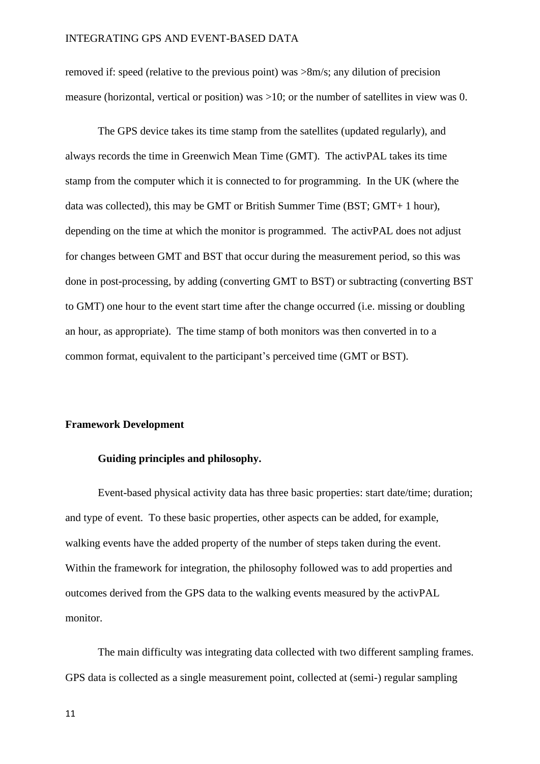removed if: speed (relative to the previous point) was >8m/s; any dilution of precision measure (horizontal, vertical or position) was >10; or the number of satellites in view was 0.

The GPS device takes its time stamp from the satellites (updated regularly), and always records the time in Greenwich Mean Time (GMT). The activPAL takes its time stamp from the computer which it is connected to for programming. In the UK (where the data was collected), this may be GMT or British Summer Time (BST; GMT+ 1 hour), depending on the time at which the monitor is programmed. The activPAL does not adjust for changes between GMT and BST that occur during the measurement period, so this was done in post-processing, by adding (converting GMT to BST) or subtracting (converting BST to GMT) one hour to the event start time after the change occurred (i.e. missing or doubling an hour, as appropriate). The time stamp of both monitors was then converted in to a common format, equivalent to the participant's perceived time (GMT or BST).

## Framework Development

### Guiding principles and philosophy.

Event-based physical activity data has three basic properties: start date/time; duration; and type of event. To these basic properties, other aspects can be added, for example, walking events have the added property of the number of steps taken during the event. Within the framework for integration, the philosophy followed was to add properties and outcomes derived from the GPS data to the walking events measured by the activPAL monitor.

The main difficulty was integrating data collected with two different sampling frames. GPS data is collected as a single measurement point, collected at (semi-) regular sampling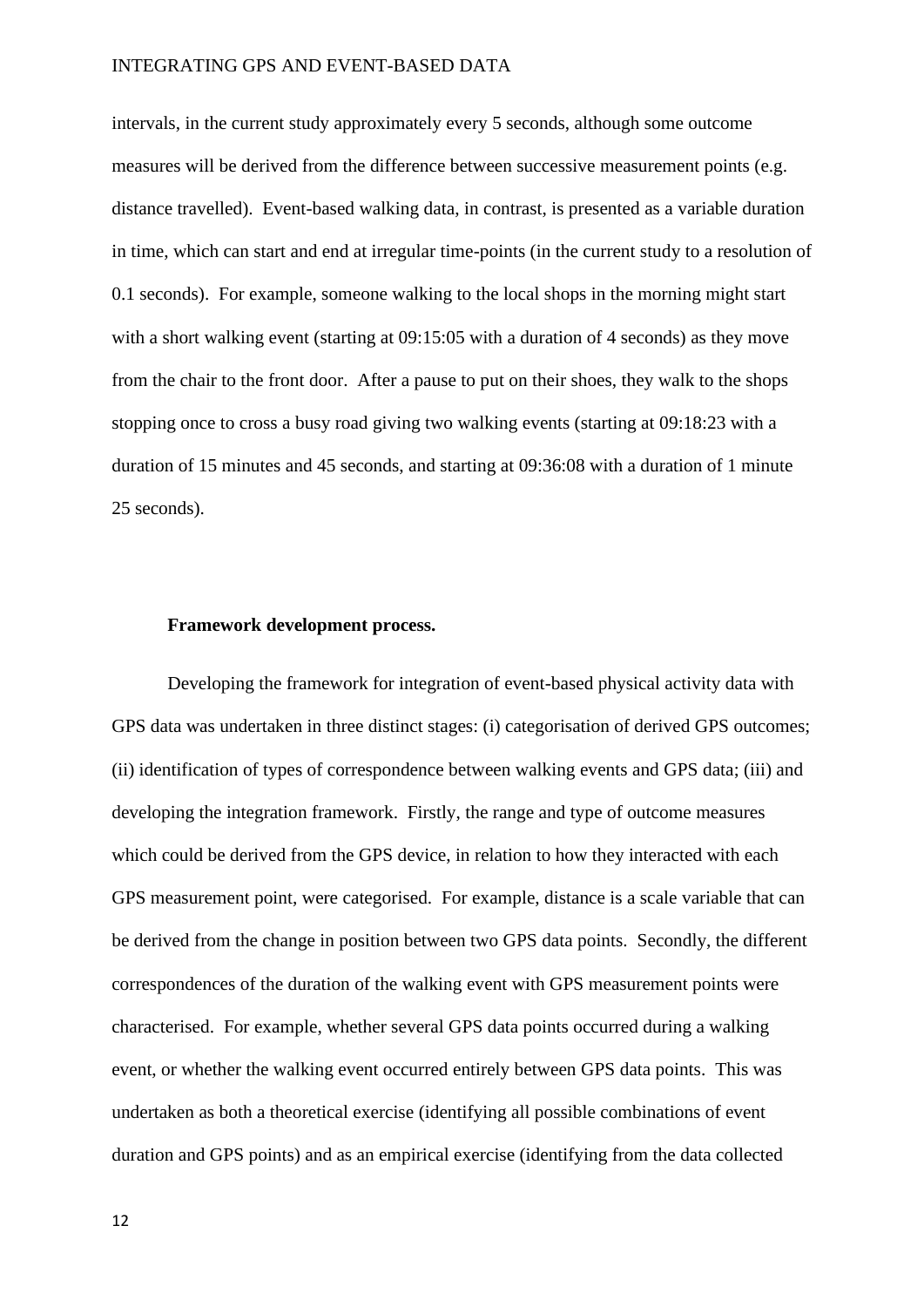intervals, in the current study approximately every 5 seconds, although some outcome measures will be derived from the difference between successive measurement points (e.g. distance travelled). Event-based walking data, in contrast, is presented as a variable duration in time, which can start and end at irregular time-points (in the current study to a resolution of 0.1 seconds). For example, someone walking to the local shops in the morning might start with a short walking event (starting at 09:15:05 with a duration of 4 seconds) as they move from the chair to the front door. After a pause to put on their shoes, they walk to the shops stopping once to cross a busy road giving two walking events (starting at 09:18:23 with a duration of 15 minutes and 45 seconds, and starting at 09:36:08 with a duration of 1 minute 25 seconds).

**Framework development process.**

Developing the framework for integration of event-based physical activity data with GPS data was undertaken in three distinct stages: (i) categorisation of derived GPS outcomes; (ii) identification of types of correspondence between walking events and GPS data; (iii) and developing the integration framework. Firstly, the range and type of outcome measures which could be derived from the GPS device, in relation to how they interacted with each GPS measurement point, were categorised. For example, distance is a scale variable that can be derived from the change in position between two GPS data points. Secondly, the different correspondences of the duration of the walking event with GPS measurement points were characterised. For example, whether several GPS data points occurred during a walking event, or whether the walking event occurred entirely between GPS data points. This was undertaken as both a theoretical exercise (identifying all possible combinations of event duration and GPS points) and as an empirical exercise (identifying from the data collected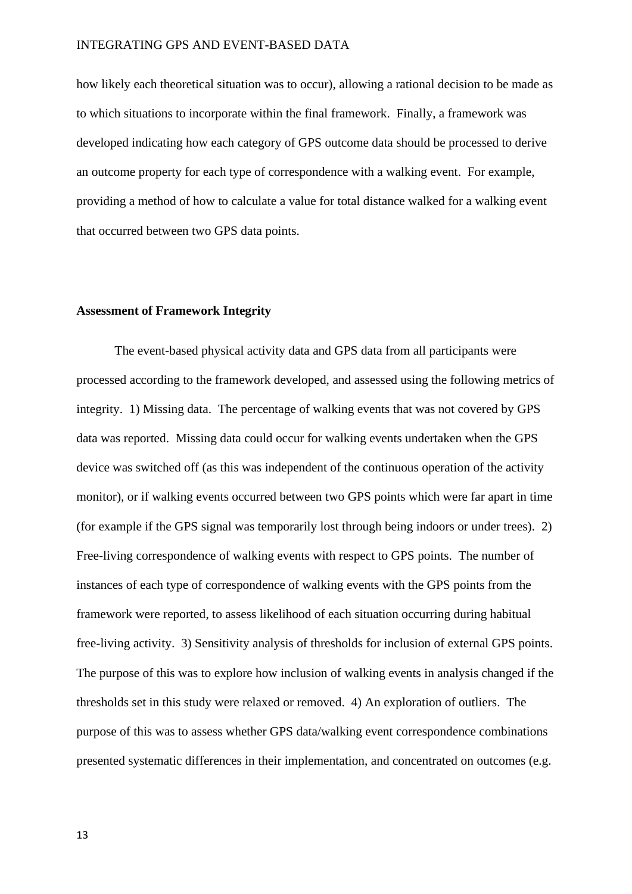how likely each theoretical situation was to occur), allowing a rational decision to be made as to which situations to incorporate within the final framework. Finally, a framework was developed indicating how each category of GPS outcome data should be processed to derive an outcome property for each type of correspondence with a walking event. For example, providing a method of how to calculate a value for total distance walked for a walking event that occurred between two GPS data points.

**Assessment of Framework Integrity**

The event-based physical activity data and GPS data from all participants were processed according to the framework developed, and assessed using the following metrics of integrity. 1) Missing data. The percentage of walking events that was not covered by GPS data was reported. Missing data could occur for walking events undertaken when the GPS device was switched off (as this was independent of the continuous operation of the activity monitor), or if walking events occurred between two GPS points which were far apart in time (for example if the GPS signal was temporarily lost through being indoors or under trees). 2) Free-living correspondence of walking events with respect to GPS points. The number of instances of each type of correspondence of walking events with the GPS points from the framework were reported, to assess likelihood of each situation occurring during habitual free-living activity. 3) Sensitivity analysis of thresholds for inclusion of external GPS points. The purpose of this was to explore how inclusion of walking events in analysis changed if the thresholds set in this study were relaxed or removed. 4) An exploration of outliers. The purpose of this was to assess whether GPS data/walking event correspondence combinations presented systematic differences in their implementation, and concentrated on outcomes (e.g.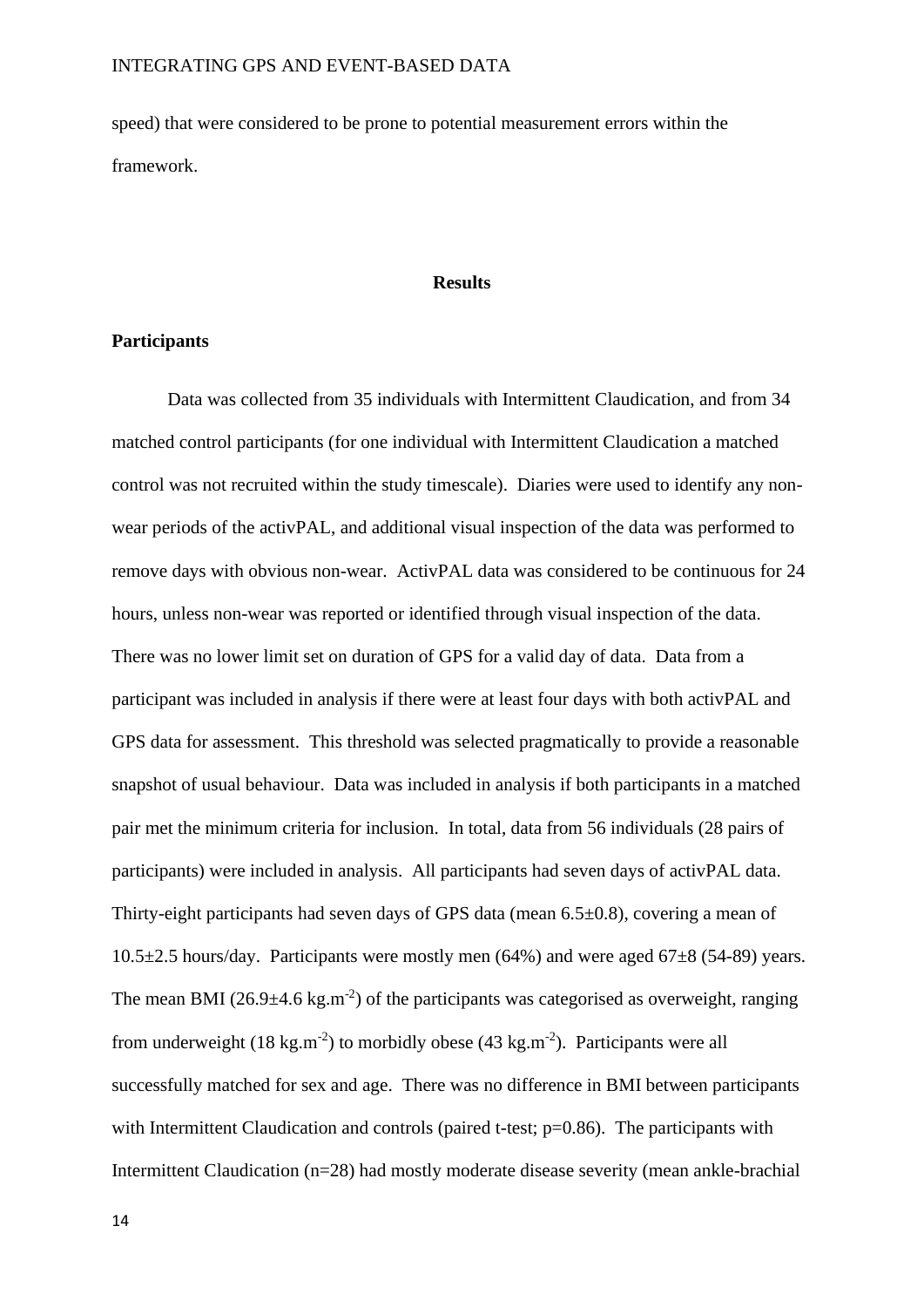speed) that were considered to be prone to potential measurement errors within the framework.

## Results

### Participants

Data was collected from 35 individuals with Intermittent Claudication, and from 34 matched control participants (for one individual with Intermittent Claudication a matched control was not recruited within the study timescale). Diaries were used to identify any non-wear periods of the activPAL, and additional visual inspection of the data was performed to remove days with obvious non-wear. ActivPAL data was considered to be continuous for 24 hours, unless non-wear was reported or identified through visual inspection of the data. There was no lower limit set on duration of GPS for a valid day of data. Data from a participant was included in analysis if there were at least four days with both activPAL and GPS data for assessment. This threshold was selected pragmatically to provide a reasonable snapshot of usual behaviour. Data was included in analysis if both participants in a matched pair met the minimum criteria for inclusion. In total, data from 56 individuals (28 pairs of participants) were included in analysis. All participants had seven days of activPAL data. Thirty-eight participants had seven days of GPS data (mean 6.5±0.8), covering a mean of 10.5±2.5 hours/day. Participants were mostly men (64%) and were aged 67±8 (54-89) years. The mean BMI (26.9±4.6 kg.m$^{-2}$) of the participants was categorised as overweight, ranging from underweight (18 kg.m$^{-2}$) to morbidly obese (43 kg.m$^{-2}$). Participants were all successfully matched for sex and age. There was no difference in BMI between participants with Intermittent Claudication and controls (paired t-test; p=0.86). The participants with Intermittent Claudication (n=28) had mostly moderate disease severity (mean ankle-brachial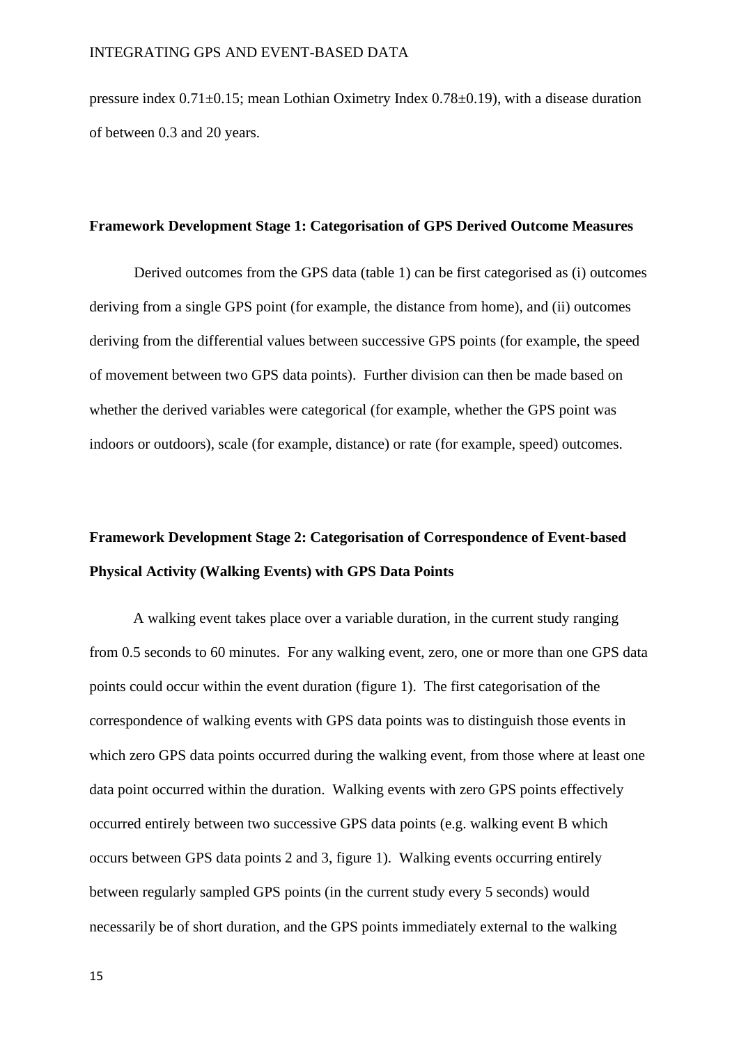pressure index 0.71±0.15; mean Lothian Oximetry Index 0.78±0.19), with a disease duration of between 0.3 and 20 years.

### Framework Development Stage 1: Categorisation of GPS Derived Outcome Measures

Derived outcomes from the GPS data (table 1) can be first categorised as (i) outcomes deriving from a single GPS point (for example, the distance from home), and (ii) outcomes deriving from the differential values between successive GPS points (for example, the speed of movement between two GPS data points). Further division can then be made based on whether the derived variables were categorical (for example, whether the GPS point was indoors or outdoors), scale (for example, distance) or rate (for example, speed) outcomes.

### Framework Development Stage 2: Categorisation of Correspondence of Event-based Physical Activity (Walking Events) with GPS Data Points

A walking event takes place over a variable duration, in the current study ranging from 0.5 seconds to 60 minutes. For any walking event, zero, one or more than one GPS data points could occur within the event duration (figure 1). The first categorisation of the correspondence of walking events with GPS data points was to distinguish those events in which zero GPS data points occurred during the walking event, from those where at least one data point occurred within the duration. Walking events with zero GPS points effectively occurred entirely between two successive GPS data points (e.g. walking event B which occurs between GPS data points 2 and 3, figure 1). Walking events occurring entirely between regularly sampled GPS points (in the current study every 5 seconds) would necessarily be of short duration, and the GPS points immediately external to the walking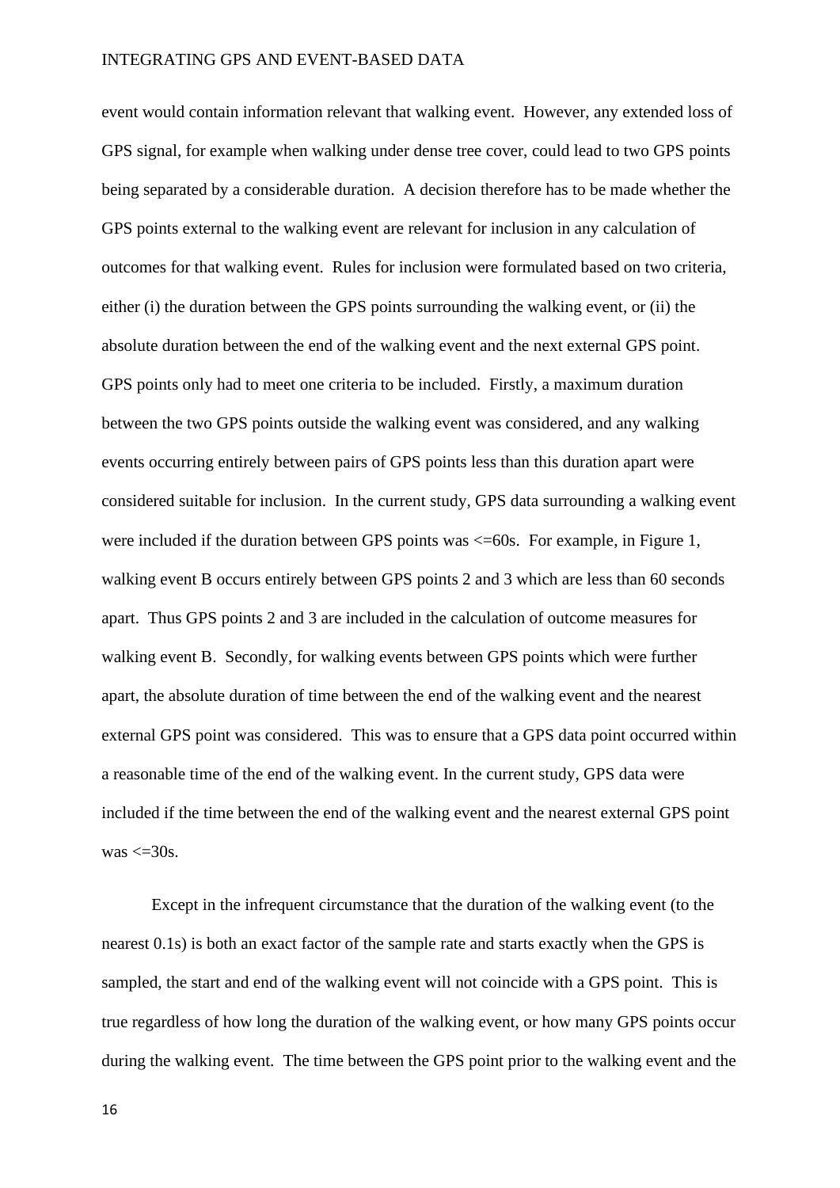event would contain information relevant that walking event. However, any extended loss of GPS signal, for example when walking under dense tree cover, could lead to two GPS points being separated by a considerable duration. A decision therefore has to be made whether the GPS points external to the walking event are relevant for inclusion in any calculation of outcomes for that walking event. Rules for inclusion were formulated based on two criteria, either (i) the duration between the GPS points surrounding the walking event, or (ii) the absolute duration between the end of the walking event and the next external GPS point. GPS points only had to meet one criteria to be included. Firstly, a maximum duration between the two GPS points outside the walking event was considered, and any walking events occurring entirely between pairs of GPS points less than this duration apart were considered suitable for inclusion. In the current study, GPS data surrounding a walking event were included if the duration between GPS points was <=60s. For example, in Figure 1, walking event B occurs entirely between GPS points 2 and 3 which are less than 60 seconds apart. Thus GPS points 2 and 3 are included in the calculation of outcome measures for walking event B. Secondly, for walking events between GPS points which were further apart, the absolute duration of time between the end of the walking event and the nearest external GPS point was considered. This was to ensure that a GPS data point occurred within a reasonable time of the end of the walking event. In the current study, GPS data were included if the time between the end of the walking event and the nearest external GPS point was <=30s.

Except in the infrequent circumstance that the duration of the walking event (to the nearest 0.1s) is both an exact factor of the sample rate and starts exactly when the GPS is sampled, the start and end of the walking event will not coincide with a GPS point. This is true regardless of how long the duration of the walking event, or how many GPS points occur during the walking event. The time between the GPS point prior to the walking event and the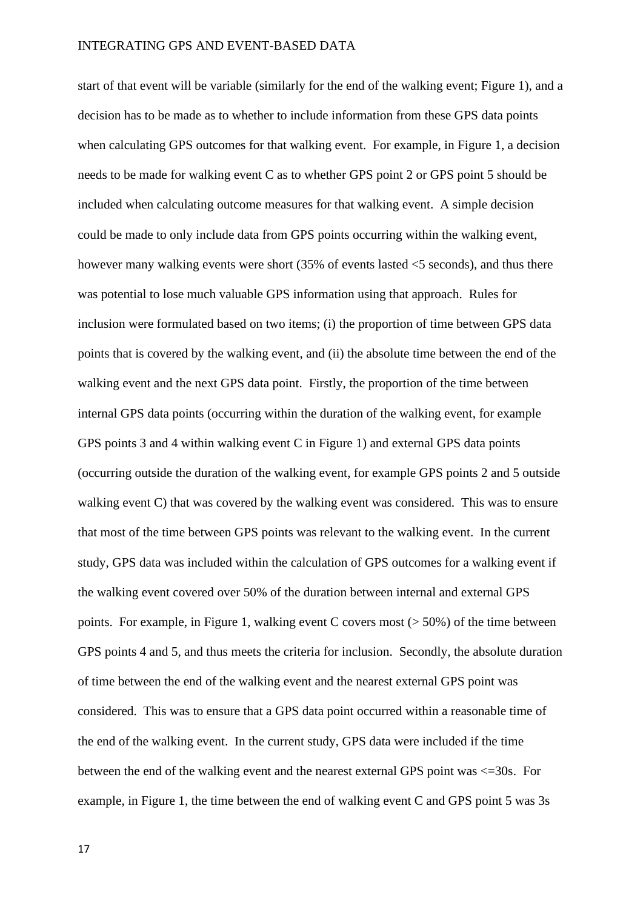start of that event will be variable (similarly for the end of the walking event; Figure 1), and a decision has to be made as to whether to include information from these GPS data points when calculating GPS outcomes for that walking event. For example, in Figure 1, a decision needs to be made for walking event C as to whether GPS point 2 or GPS point 5 should be included when calculating outcome measures for that walking event. A simple decision could be made to only include data from GPS points occurring within the walking event, however many walking events were short (35% of events lasted <5 seconds), and thus there was potential to lose much valuable GPS information using that approach. Rules for inclusion were formulated based on two items; (i) the proportion of time between GPS data points that is covered by the walking event, and (ii) the absolute time between the end of the walking event and the next GPS data point. Firstly, the proportion of the time between internal GPS data points (occurring within the duration of the walking event, for example GPS points 3 and 4 within walking event C in Figure 1) and external GPS data points (occurring outside the duration of the walking event, for example GPS points 2 and 5 outside walking event C) that was covered by the walking event was considered. This was to ensure that most of the time between GPS points was relevant to the walking event. In the current study, GPS data was included within the calculation of GPS outcomes for a walking event if the walking event covered over 50% of the duration between internal and external GPS points. For example, in Figure 1, walking event C covers most (> 50%) of the time between GPS points 4 and 5, and thus meets the criteria for inclusion. Secondly, the absolute duration of time between the end of the walking event and the nearest external GPS point was considered. This was to ensure that a GPS data point occurred within a reasonable time of the end of the walking event. In the current study, GPS data were included if the time between the end of the walking event and the nearest external GPS point was <=30s. For example, in Figure 1, the time between the end of walking event C and GPS point 5 was 3s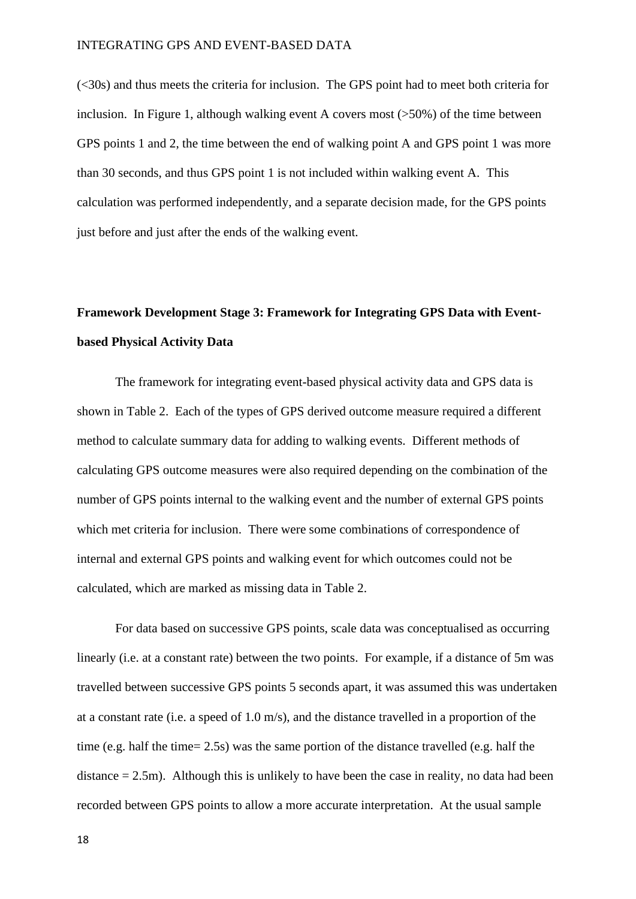(<30s) and thus meets the criteria for inclusion. The GPS point had to meet both criteria for inclusion. In Figure 1, although walking event A covers most (>50%) of the time between GPS points 1 and 2, the time between the end of walking point A and GPS point 1 was more than 30 seconds, and thus GPS point 1 is not included within walking event A. This calculation was performed independently, and a separate decision made, for the GPS points just before and just after the ends of the walking event.

## Framework Development Stage 3: Framework for Integrating GPS Data with Event-based Physical Activity Data

The framework for integrating event-based physical activity data and GPS data is shown in Table 2. Each of the types of GPS derived outcome measure required a different method to calculate summary data for adding to walking events. Different methods of calculating GPS outcome measures were also required depending on the combination of the number of GPS points internal to the walking event and the number of external GPS points which met criteria for inclusion. There were some combinations of correspondence of internal and external GPS points and walking event for which outcomes could not be calculated, which are marked as missing data in Table 2.

For data based on successive GPS points, scale data was conceptualised as occurring linearly (i.e. at a constant rate) between the two points. For example, if a distance of 5m was travelled between successive GPS points 5 seconds apart, it was assumed this was undertaken at a constant rate (i.e. a speed of 1.0 m/s), and the distance travelled in a proportion of the time (e.g. half the time= 2.5s) was the same portion of the distance travelled (e.g. half the distance = 2.5m). Although this is unlikely to have been the case in reality, no data had been recorded between GPS points to allow a more accurate interpretation. At the usual sample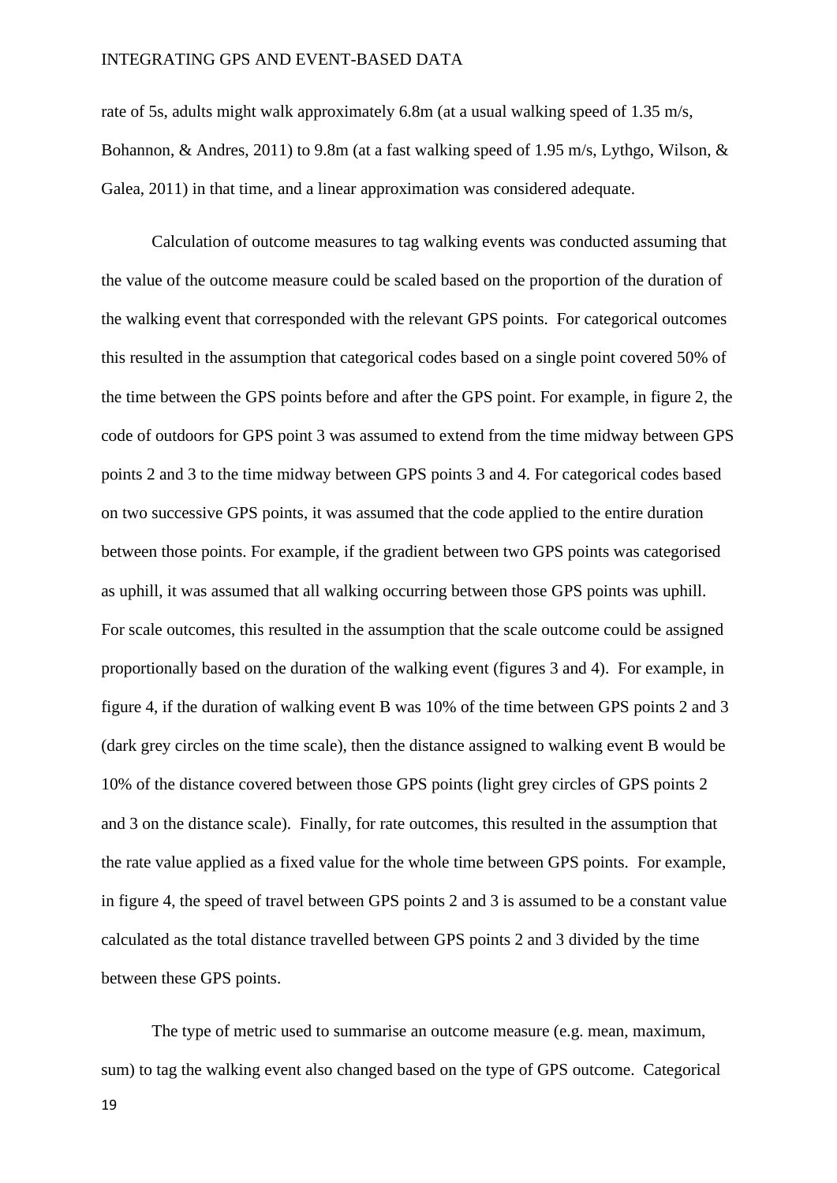rate of 5s, adults might walk approximately 6.8m (at a usual walking speed of 1.35 m/s, Bohannon, & Andres, 2011) to 9.8m (at a fast walking speed of 1.95 m/s, Lythgo, Wilson, & Galea, 2011) in that time, and a linear approximation was considered adequate.

Calculation of outcome measures to tag walking events was conducted assuming that the value of the outcome measure could be scaled based on the proportion of the duration of the walking event that corresponded with the relevant GPS points. For categorical outcomes this resulted in the assumption that categorical codes based on a single point covered 50% of the time between the GPS points before and after the GPS point. For example, in figure 2, the code of outdoors for GPS point 3 was assumed to extend from the time midway between GPS points 2 and 3 to the time midway between GPS points 3 and 4. For categorical codes based on two successive GPS points, it was assumed that the code applied to the entire duration between those points. For example, if the gradient between two GPS points was categorised as uphill, it was assumed that all walking occurring between those GPS points was uphill. For scale outcomes, this resulted in the assumption that the scale outcome could be assigned proportionally based on the duration of the walking event (figures 3 and 4). For example, in figure 4, if the duration of walking event B was 10% of the time between GPS points 2 and 3 (dark grey circles on the time scale), then the distance assigned to walking event B would be 10% of the distance covered between those GPS points (light grey circles of GPS points 2 and 3 on the distance scale). Finally, for rate outcomes, this resulted in the assumption that the rate value applied as a fixed value for the whole time between GPS points. For example, in figure 4, the speed of travel between GPS points 2 and 3 is assumed to be a constant value calculated as the total distance travelled between GPS points 2 and 3 divided by the time between these GPS points.

The type of metric used to summarise an outcome measure (e.g. mean, maximum, sum) to tag the walking event also changed based on the type of GPS outcome. Categorical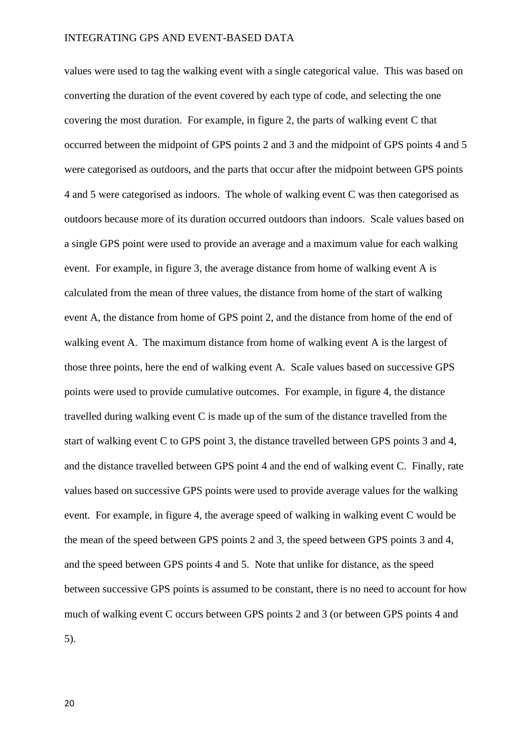values were used to tag the walking event with a single categorical value. This was based on converting the duration of the event covered by each type of code, and selecting the one covering the most duration. For example, in figure 2, the parts of walking event C that occurred between the midpoint of GPS points 2 and 3 and the midpoint of GPS points 4 and 5 were categorised as outdoors, and the parts that occur after the midpoint between GPS points 4 and 5 were categorised as indoors. The whole of walking event C was then categorised as outdoors because more of its duration occurred outdoors than indoors. Scale values based on a single GPS point were used to provide an average and a maximum value for each walking event. For example, in figure 3, the average distance from home of walking event A is calculated from the mean of three values, the distance from home of the start of walking event A, the distance from home of GPS point 2, and the distance from home of the end of walking event A. The maximum distance from home of walking event A is the largest of those three points, here the end of walking event A. Scale values based on successive GPS points were used to provide cumulative outcomes. For example, in figure 4, the distance travelled during walking event C is made up of the sum of the distance travelled from the start of walking event C to GPS point 3, the distance travelled between GPS points 3 and 4, and the distance travelled between GPS point 4 and the end of walking event C. Finally, rate values based on successive GPS points were used to provide average values for the walking event. For example, in figure 4, the average speed of walking in walking event C would be the mean of the speed between GPS points 2 and 3, the speed between GPS points 3 and 4, and the speed between GPS points 4 and 5. Note that unlike for distance, as the speed between successive GPS points is assumed to be constant, there is no need to account for how much of walking event C occurs between GPS points 2 and 3 (or between GPS points 4 and 5).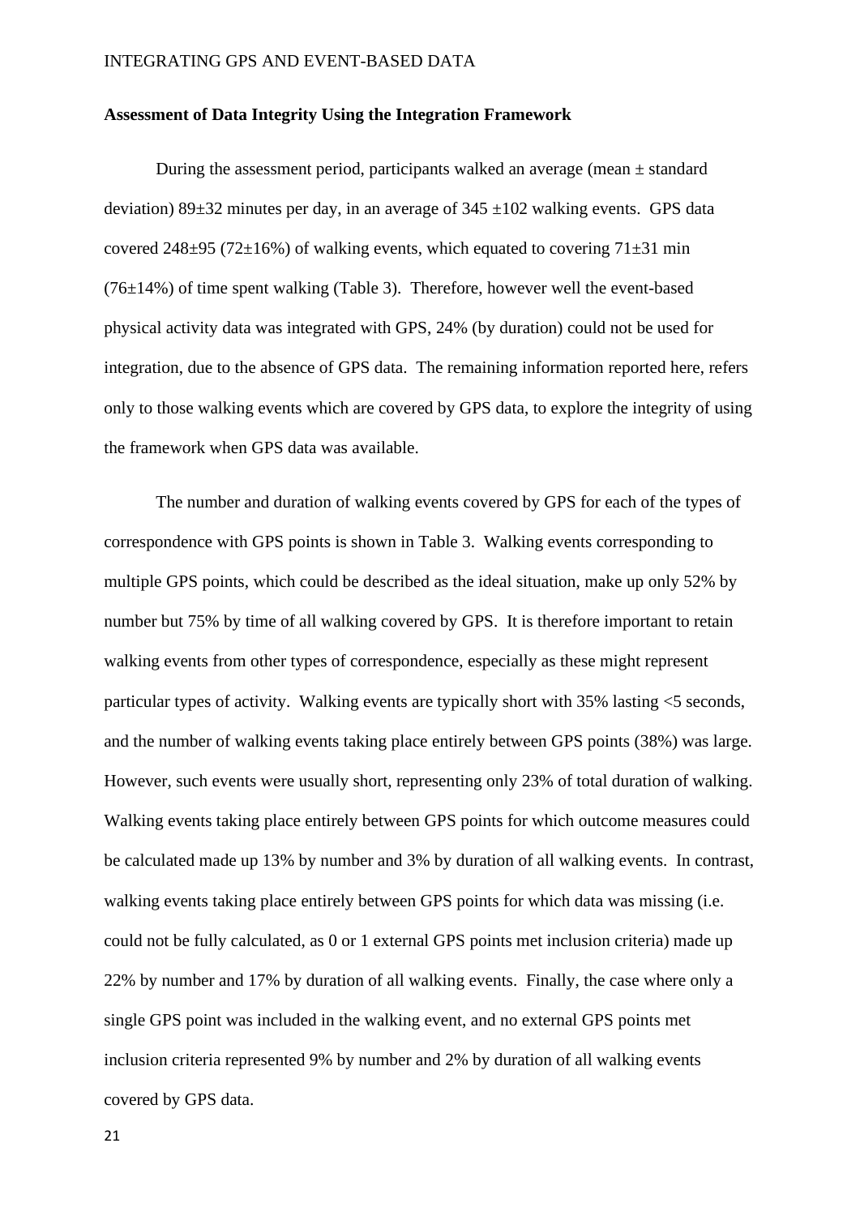**Assessment of Data Integrity Using the Integration Framework**

During the assessment period, participants walked an average (mean ± standard deviation) 89±32 minutes per day, in an average of 345 ±102 walking events. GPS data covered 248±95 (72±16%) of walking events, which equated to covering 71±31 min (76±14%) of time spent walking (Table 3). Therefore, however well the event-based physical activity data was integrated with GPS, 24% (by duration) could not be used for integration, due to the absence of GPS data. The remaining information reported here, refers only to those walking events which are covered by GPS data, to explore the integrity of using the framework when GPS data was available.

The number and duration of walking events covered by GPS for each of the types of correspondence with GPS points is shown in Table 3. Walking events corresponding to multiple GPS points, which could be described as the ideal situation, make up only 52% by number but 75% by time of all walking covered by GPS. It is therefore important to retain walking events from other types of correspondence, especially as these might represent particular types of activity. Walking events are typically short with 35% lasting <5 seconds, and the number of walking events taking place entirely between GPS points (38%) was large. However, such events were usually short, representing only 23% of total duration of walking. Walking events taking place entirely between GPS points for which outcome measures could be calculated made up 13% by number and 3% by duration of all walking events. In contrast, walking events taking place entirely between GPS points for which data was missing (i.e. could not be fully calculated, as 0 or 1 external GPS points met inclusion criteria) made up 22% by number and 17% by duration of all walking events. Finally, the case where only a single GPS point was included in the walking event, and no external GPS points met inclusion criteria represented 9% by number and 2% by duration of all walking events covered by GPS data.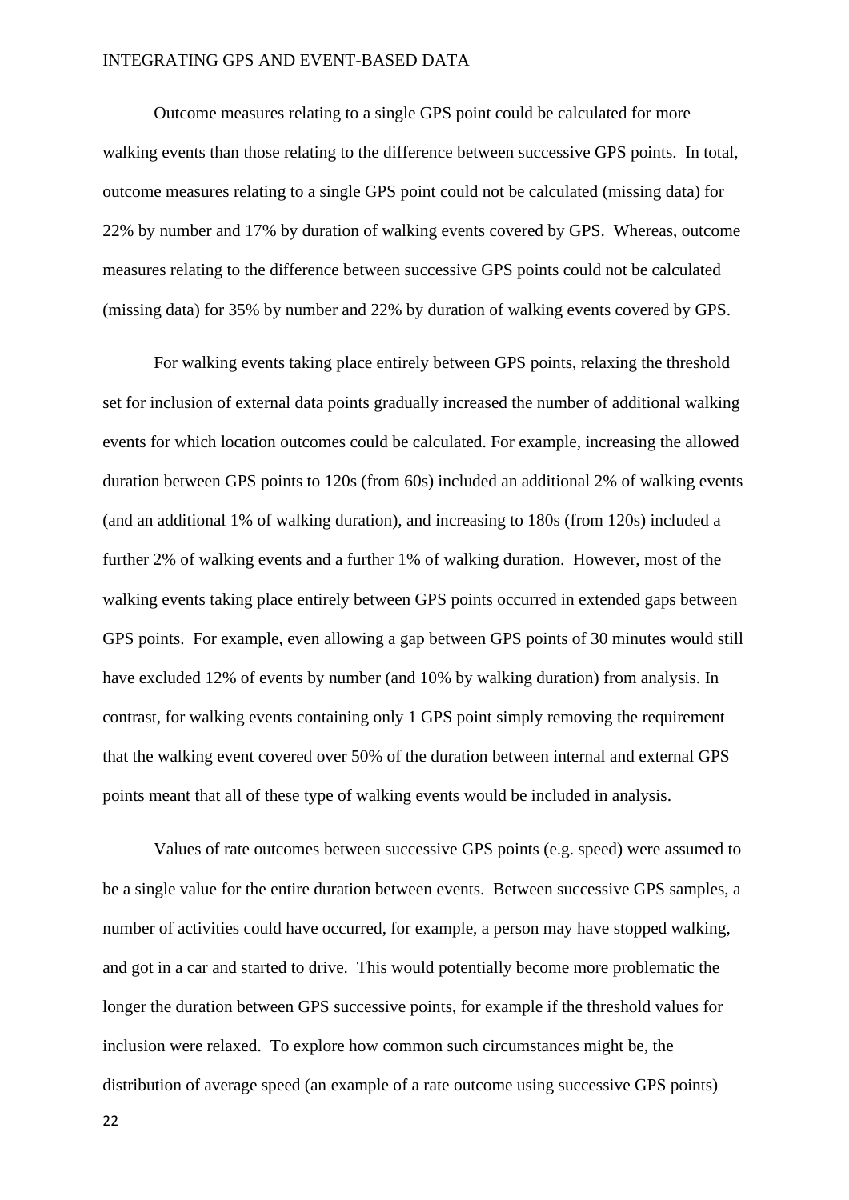Outcome measures relating to a single GPS point could be calculated for more walking events than those relating to the difference between successive GPS points. In total, outcome measures relating to a single GPS point could not be calculated (missing data) for 22% by number and 17% by duration of walking events covered by GPS. Whereas, outcome measures relating to the difference between successive GPS points could not be calculated (missing data) for 35% by number and 22% by duration of walking events covered by GPS.

For walking events taking place entirely between GPS points, relaxing the threshold set for inclusion of external data points gradually increased the number of additional walking events for which location outcomes could be calculated. For example, increasing the allowed duration between GPS points to 120s (from 60s) included an additional 2% of walking events (and an additional 1% of walking duration), and increasing to 180s (from 120s) included a further 2% of walking events and a further 1% of walking duration. However, most of the walking events taking place entirely between GPS points occurred in extended gaps between GPS points. For example, even allowing a gap between GPS points of 30 minutes would still have excluded 12% of events by number (and 10% by walking duration) from analysis. In contrast, for walking events containing only 1 GPS point simply removing the requirement that the walking event covered over 50% of the duration between internal and external GPS points meant that all of these type of walking events would be included in analysis.

Values of rate outcomes between successive GPS points (e.g. speed) were assumed to be a single value for the entire duration between events. Between successive GPS samples, a number of activities could have occurred, for example, a person may have stopped walking, and got in a car and started to drive. This would potentially become more problematic the longer the duration between GPS successive points, for example if the threshold values for inclusion were relaxed. To explore how common such circumstances might be, the distribution of average speed (an example of a rate outcome using successive GPS points)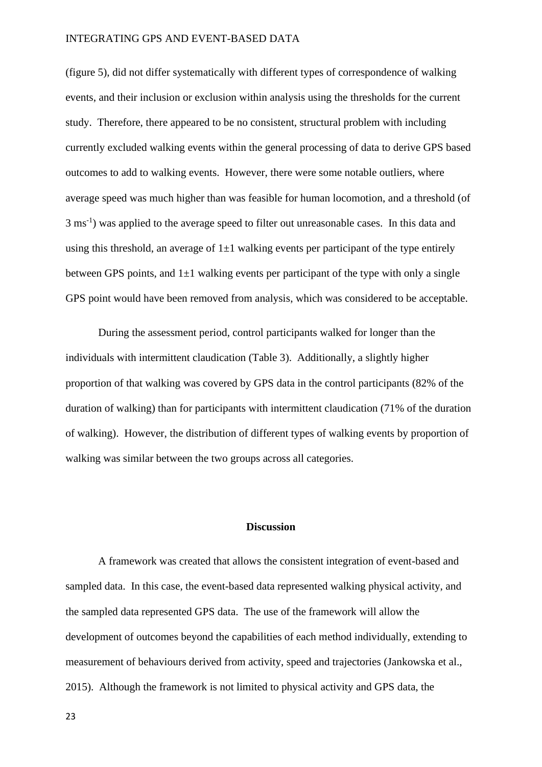(figure 5), did not differ systematically with different types of correspondence of walking events, and their inclusion or exclusion within analysis using the thresholds for the current study. Therefore, there appeared to be no consistent, structural problem with including currently excluded walking events within the general processing of data to derive GPS based outcomes to add to walking events. However, there were some notable outliers, where average speed was much higher than was feasible for human locomotion, and a threshold (of 3 $ms^{-1}$) was applied to the average speed to filter out unreasonable cases. In this data and using this threshold, an average of $1 \pm 1$ walking events per participant of the type entirely between GPS points, and $1 \pm 1$ walking events per participant of the type with only a single GPS point would have been removed from analysis, which was considered to be acceptable.

During the assessment period, control participants walked for longer than the individuals with intermittent claudication (Table 3). Additionally, a slightly higher proportion of that walking was covered by GPS data in the control participants (82% of the duration of walking) than for participants with intermittent claudication (71% of the duration of walking). However, the distribution of different types of walking events by proportion of walking was similar between the two groups across all categories.

## Discussion

A framework was created that allows the consistent integration of event-based and sampled data. In this case, the event-based data represented walking physical activity, and the sampled data represented GPS data. The use of the framework will allow the development of outcomes beyond the capabilities of each method individually, extending to measurement of behaviours derived from activity, speed and trajectories (Jankowska et al., 2015). Although the framework is not limited to physical activity and GPS data, the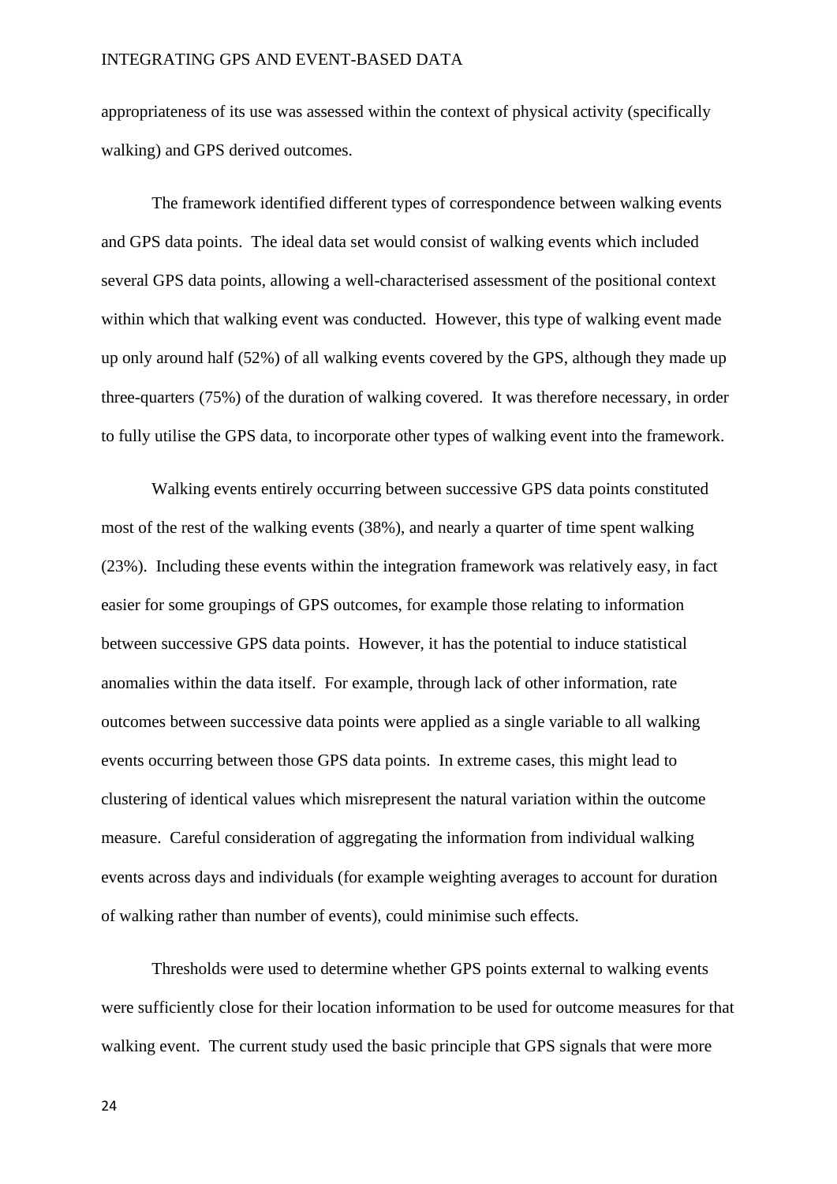appropriateness of its use was assessed within the context of physical activity (specifically walking) and GPS derived outcomes.

The framework identified different types of correspondence between walking events and GPS data points. The ideal data set would consist of walking events which included several GPS data points, allowing a well-characterised assessment of the positional context within which that walking event was conducted. However, this type of walking event made up only around half (52%) of all walking events covered by the GPS, although they made up three-quarters (75%) of the duration of walking covered. It was therefore necessary, in order to fully utilise the GPS data, to incorporate other types of walking event into the framework.

Walking events entirely occurring between successive GPS data points constituted most of the rest of the walking events (38%), and nearly a quarter of time spent walking (23%). Including these events within the integration framework was relatively easy, in fact easier for some groupings of GPS outcomes, for example those relating to information between successive GPS data points. However, it has the potential to induce statistical anomalies within the data itself. For example, through lack of other information, rate outcomes between successive data points were applied as a single variable to all walking events occurring between those GPS data points. In extreme cases, this might lead to clustering of identical values which misrepresent the natural variation within the outcome measure. Careful consideration of aggregating the information from individual walking events across days and individuals (for example weighting averages to account for duration of walking rather than number of events), could minimise such effects.

Thresholds were used to determine whether GPS points external to walking events were sufficiently close for their location information to be used for outcome measures for that walking event. The current study used the basic principle that GPS signals that were more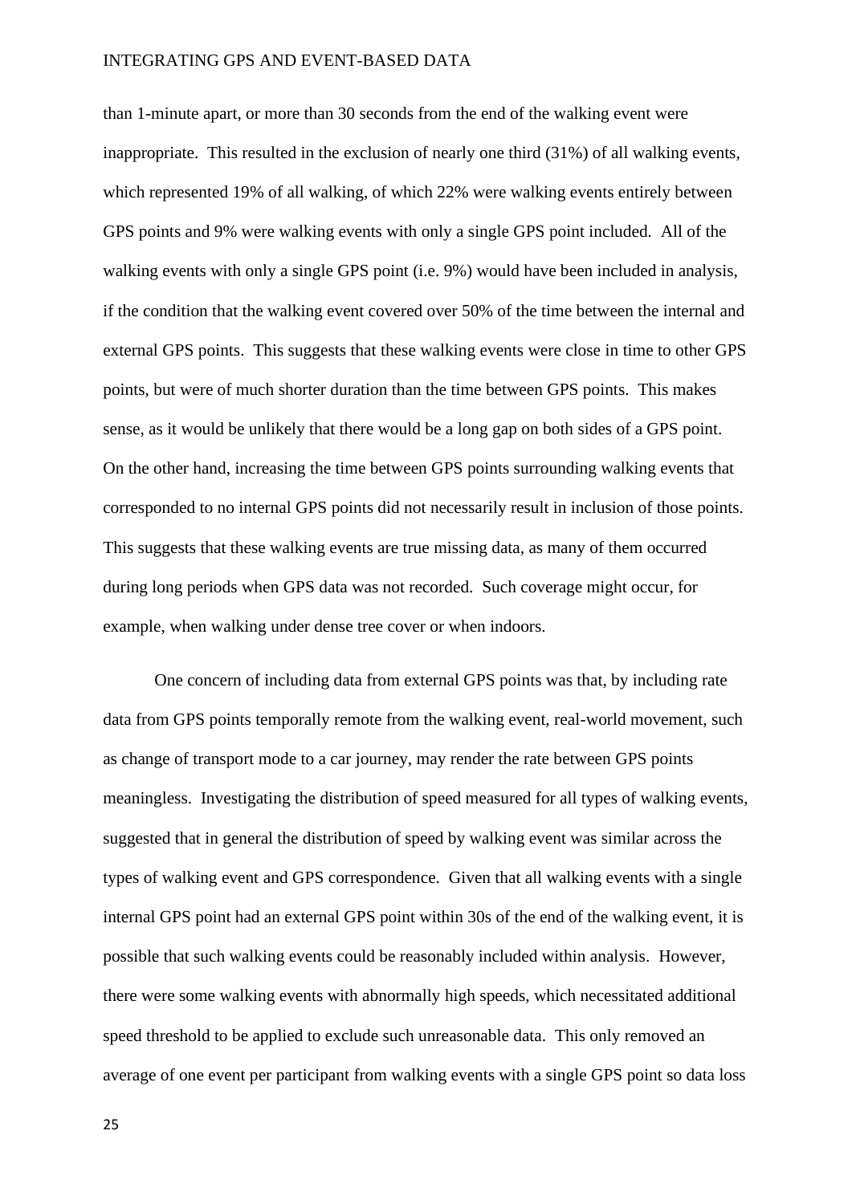than 1-minute apart, or more than 30 seconds from the end of the walking event were inappropriate. This resulted in the exclusion of nearly one third (31%) of all walking events, which represented 19% of all walking, of which 22% were walking events entirely between GPS points and 9% were walking events with only a single GPS point included. All of the walking events with only a single GPS point (i.e. 9%) would have been included in analysis, if the condition that the walking event covered over 50% of the time between the internal and external GPS points. This suggests that these walking events were close in time to other GPS points, but were of much shorter duration than the time between GPS points. This makes sense, as it would be unlikely that there would be a long gap on both sides of a GPS point. On the other hand, increasing the time between GPS points surrounding walking events that corresponded to no internal GPS points did not necessarily result in inclusion of those points. This suggests that these walking events are true missing data, as many of them occurred during long periods when GPS data was not recorded. Such coverage might occur, for example, when walking under dense tree cover or when indoors.

One concern of including data from external GPS points was that, by including rate data from GPS points temporally remote from the walking event, real-world movement, such as change of transport mode to a car journey, may render the rate between GPS points meaningless. Investigating the distribution of speed measured for all types of walking events, suggested that in general the distribution of speed by walking event was similar across the types of walking event and GPS correspondence. Given that all walking events with a single internal GPS point had an external GPS point within 30s of the end of the walking event, it is possible that such walking events could be reasonably included within analysis. However, there were some walking events with abnormally high speeds, which necessitated additional speed threshold to be applied to exclude such unreasonable data. This only removed an average of one event per participant from walking events with a single GPS point so data loss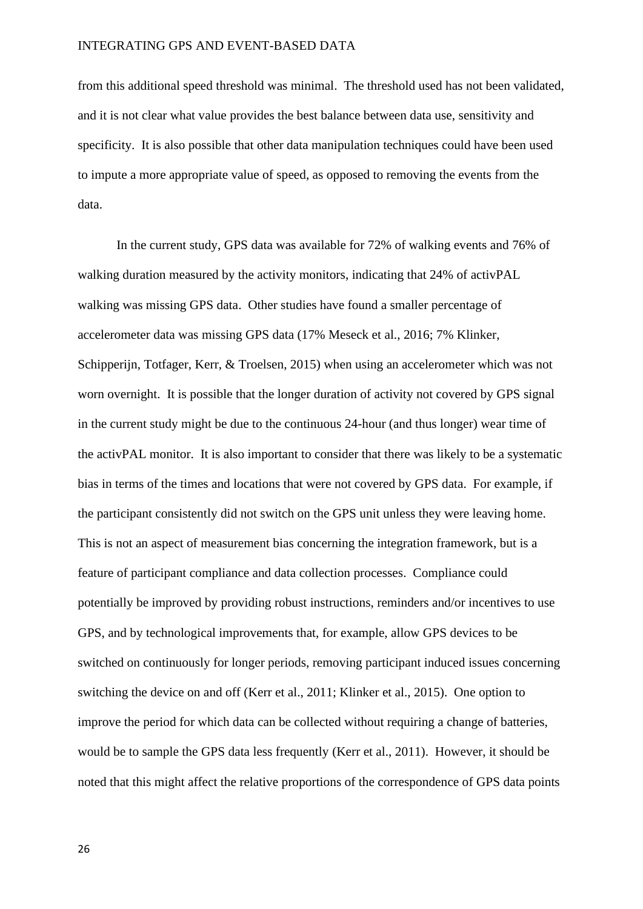from this additional speed threshold was minimal. The threshold used has not been validated, and it is not clear what value provides the best balance between data use, sensitivity and specificity. It is also possible that other data manipulation techniques could have been used to impute a more appropriate value of speed, as opposed to removing the events from the data.

In the current study, GPS data was available for 72% of walking events and 76% of walking duration measured by the activity monitors, indicating that 24% of activPAL walking was missing GPS data. Other studies have found a smaller percentage of accelerometer data was missing GPS data (17% Meseck et al., 2016; 7% Klinker, Schipperijn, Totfager, Kerr, & Troelsen, 2015) when using an accelerometer which was not worn overnight. It is possible that the longer duration of activity not covered by GPS signal in the current study might be due to the continuous 24-hour (and thus longer) wear time of the activPAL monitor. It is also important to consider that there was likely to be a systematic bias in terms of the times and locations that were not covered by GPS data. For example, if the participant consistently did not switch on the GPS unit unless they were leaving home. This is not an aspect of measurement bias concerning the integration framework, but is a feature of participant compliance and data collection processes. Compliance could potentially be improved by providing robust instructions, reminders and/or incentives to use GPS, and by technological improvements that, for example, allow GPS devices to be switched on continuously for longer periods, removing participant induced issues concerning switching the device on and off (Kerr et al., 2011; Klinker et al., 2015). One option to improve the period for which data can be collected without requiring a change of batteries, would be to sample the GPS data less frequently (Kerr et al., 2011). However, it should be noted that this might affect the relative proportions of the correspondence of GPS data points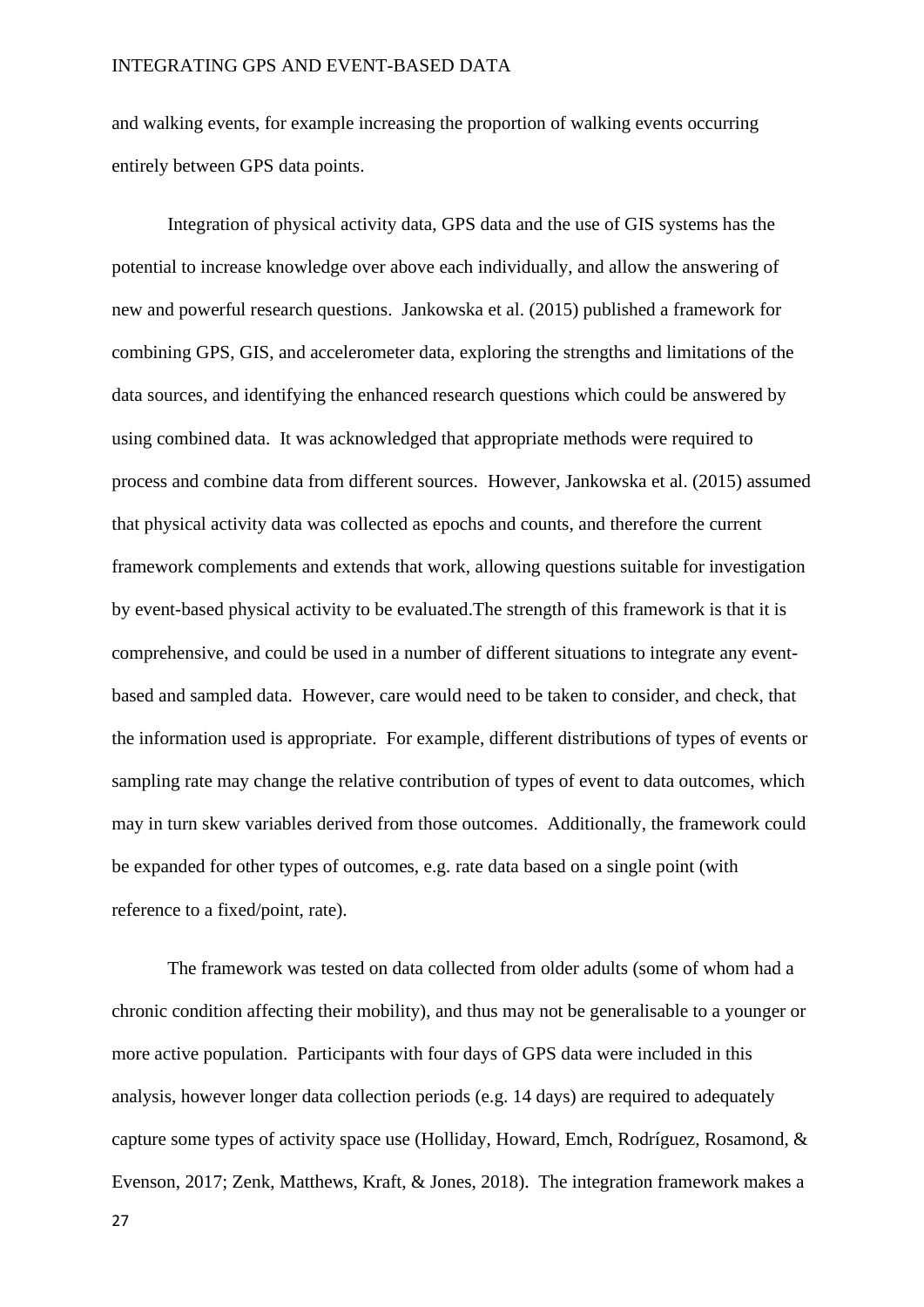and walking events, for example increasing the proportion of walking events occurring entirely between GPS data points.

Integration of physical activity data, GPS data and the use of GIS systems has the potential to increase knowledge over above each individually, and allow the answering of new and powerful research questions. Jankowska et al. (2015) published a framework for combining GPS, GIS, and accelerometer data, exploring the strengths and limitations of the data sources, and identifying the enhanced research questions which could be answered by using combined data. It was acknowledged that appropriate methods were required to process and combine data from different sources. However, Jankowska et al. (2015) assumed that physical activity data was collected as epochs and counts, and therefore the current framework complements and extends that work, allowing questions suitable for investigation by event-based physical activity to be evaluated.The strength of this framework is that it is comprehensive, and could be used in a number of different situations to integrate any event-based and sampled data. However, care would need to be taken to consider, and check, that the information used is appropriate. For example, different distributions of types of events or sampling rate may change the relative contribution of types of event to data outcomes, which may in turn skew variables derived from those outcomes. Additionally, the framework could be expanded for other types of outcomes, e.g. rate data based on a single point (with reference to a fixed/point, rate).

The framework was tested on data collected from older adults (some of whom had a chronic condition affecting their mobility), and thus may not be generalisable to a younger or more active population. Participants with four days of GPS data were included in this analysis, however longer data collection periods (e.g. 14 days) are required to adequately capture some types of activity space use (Holliday, Howard, Emch, Rodríguez, Rosamond, & Evenson, 2017; Zenk, Matthews, Kraft, & Jones, 2018). The integration framework makes a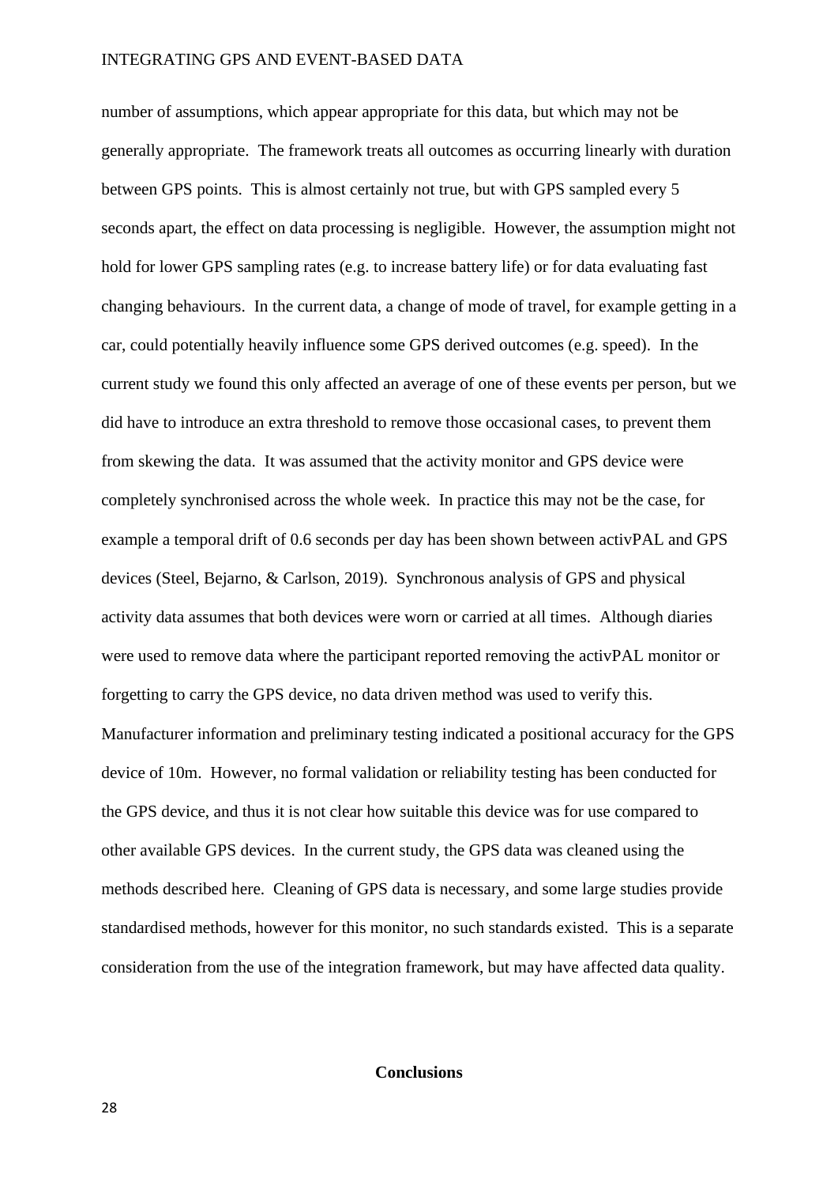number of assumptions, which appear appropriate for this data, but which may not be generally appropriate. The framework treats all outcomes as occurring linearly with duration between GPS points. This is almost certainly not true, but with GPS sampled every 5 seconds apart, the effect on data processing is negligible. However, the assumption might not hold for lower GPS sampling rates (e.g. to increase battery life) or for data evaluating fast changing behaviours. In the current data, a change of mode of travel, for example getting in a car, could potentially heavily influence some GPS derived outcomes (e.g. speed). In the current study we found this only affected an average of one of these events per person, but we did have to introduce an extra threshold to remove those occasional cases, to prevent them from skewing the data. It was assumed that the activity monitor and GPS device were completely synchronised across the whole week. In practice this may not be the case, for example a temporal drift of 0.6 seconds per day has been shown between activPAL and GPS devices (Steel, Bejarno, & Carlson, 2019). Synchronous analysis of GPS and physical activity data assumes that both devices were worn or carried at all times. Although diaries were used to remove data where the participant reported removing the activPAL monitor or forgetting to carry the GPS device, no data driven method was used to verify this. Manufacturer information and preliminary testing indicated a positional accuracy for the GPS device of 10m. However, no formal validation or reliability testing has been conducted for the GPS device, and thus it is not clear how suitable this device was for use compared to other available GPS devices. In the current study, the GPS data was cleaned using the methods described here. Cleaning of GPS data is necessary, and some large studies provide standardised methods, however for this monitor, no such standards existed. This is a separate consideration from the use of the integration framework, but may have affected data quality.

## Conclusions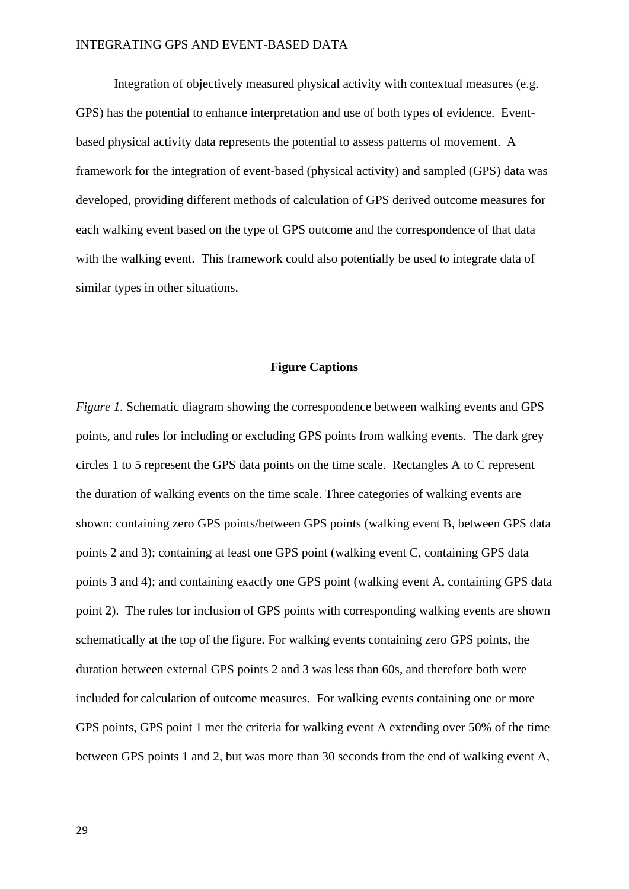Integration of objectively measured physical activity with contextual measures (e.g. GPS) has the potential to enhance interpretation and use of both types of evidence. Event-based physical activity data represents the potential to assess patterns of movement. A framework for the integration of event-based (physical activity) and sampled (GPS) data was developed, providing different methods of calculation of GPS derived outcome measures for each walking event based on the type of GPS outcome and the correspondence of that data with the walking event. This framework could also potentially be used to integrate data of similar types in other situations.

## Figure Captions

*Figure 1.* Schematic diagram showing the correspondence between walking events and GPS points, and rules for including or excluding GPS points from walking events. The dark grey circles 1 to 5 represent the GPS data points on the time scale. Rectangles A to C represent the duration of walking events on the time scale. Three categories of walking events are shown: containing zero GPS points/between GPS points (walking event B, between GPS data points 2 and 3); containing at least one GPS point (walking event C, containing GPS data points 3 and 4); and containing exactly one GPS point (walking event A, containing GPS data point 2). The rules for inclusion of GPS points with corresponding walking events are shown schematically at the top of the figure. For walking events containing zero GPS points, the duration between external GPS points 2 and 3 was less than 60s, and therefore both were included for calculation of outcome measures. For walking events containing one or more GPS points, GPS point 1 met the criteria for walking event A extending over 50% of the time between GPS points 1 and 2, but was more than 30 seconds from the end of walking event A,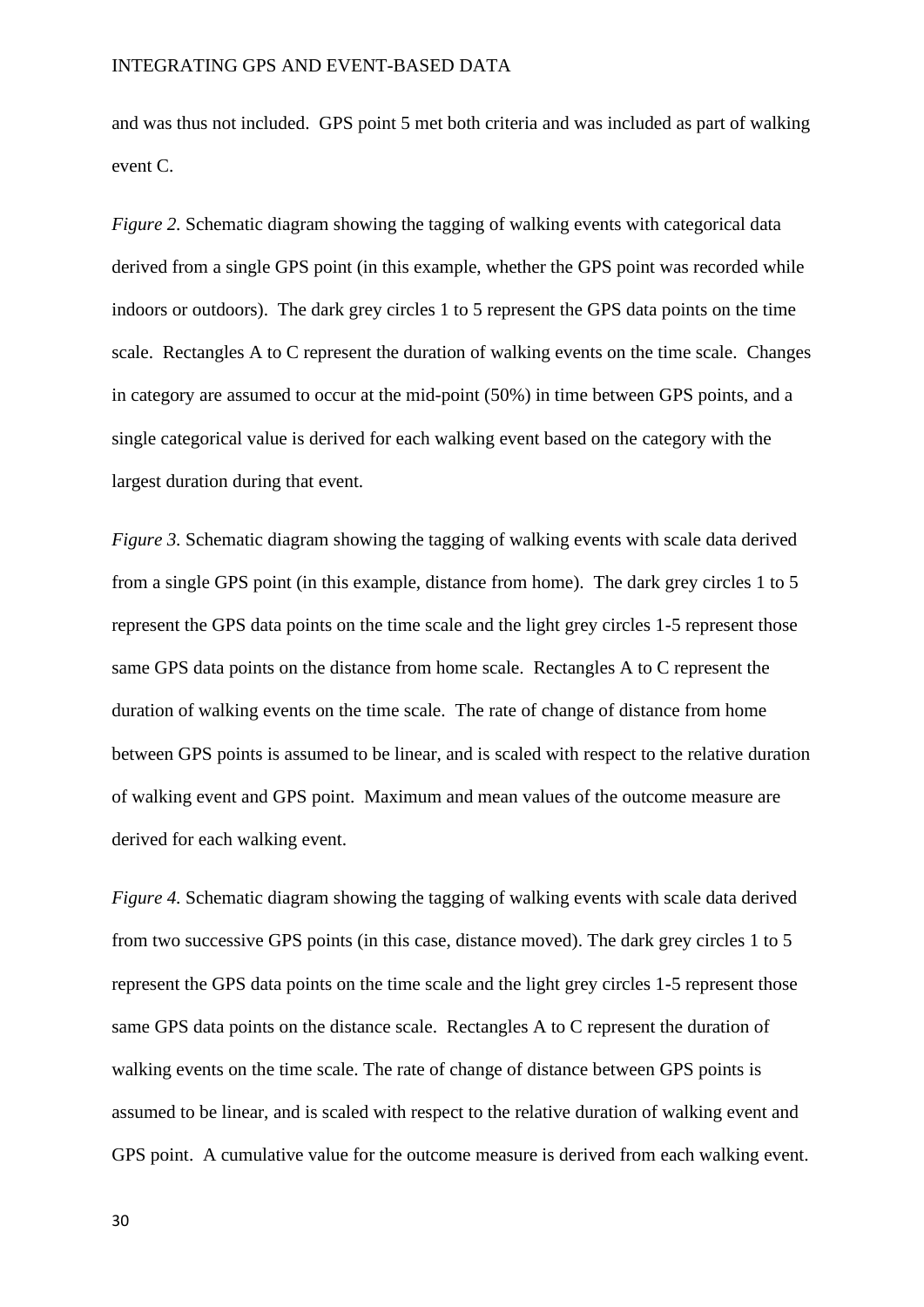and was thus not included. GPS point 5 met both criteria and was included as part of walking event C.

*Figure 2.* Schematic diagram showing the tagging of walking events with categorical data derived from a single GPS point (in this example, whether the GPS point was recorded while indoors or outdoors). The dark grey circles 1 to 5 represent the GPS data points on the time scale. Rectangles A to C represent the duration of walking events on the time scale. Changes in category are assumed to occur at the mid-point (50%) in time between GPS points, and a single categorical value is derived for each walking event based on the category with the largest duration during that event.

*Figure 3.* Schematic diagram showing the tagging of walking events with scale data derived from a single GPS point (in this example, distance from home). The dark grey circles 1 to 5 represent the GPS data points on the time scale and the light grey circles 1-5 represent those same GPS data points on the distance from home scale. Rectangles A to C represent the duration of walking events on the time scale. The rate of change of distance from home between GPS points is assumed to be linear, and is scaled with respect to the relative duration of walking event and GPS point. Maximum and mean values of the outcome measure are derived for each walking event.

*Figure 4.* Schematic diagram showing the tagging of walking events with scale data derived from two successive GPS points (in this case, distance moved). The dark grey circles 1 to 5 represent the GPS data points on the time scale and the light grey circles 1-5 represent those same GPS data points on the distance scale. Rectangles A to C represent the duration of walking events on the time scale. The rate of change of distance between GPS points is assumed to be linear, and is scaled with respect to the relative duration of walking event and GPS point. A cumulative value for the outcome measure is derived from each walking event.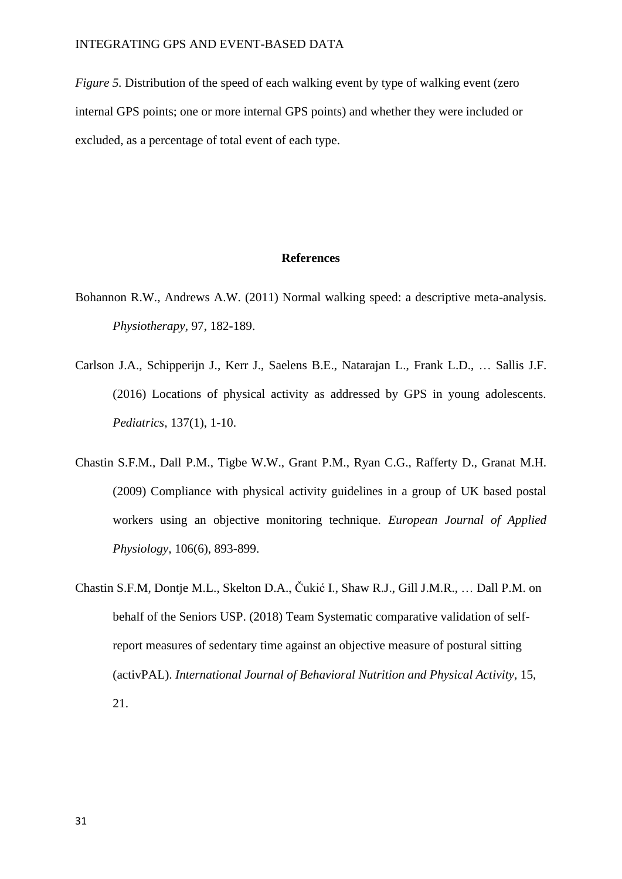*Figure 5.* Distribution of the speed of each walking event by type of walking event (zero internal GPS points; one or more internal GPS points) and whether they were included or excluded, as a percentage of total event of each type.

## References

Bohannon R.W., Andrews A.W. (2011) Normal walking speed: a descriptive meta-analysis. *Physiotherapy,* 97, 182-189.

Carlson J.A., Schipperijn J., Kerr J., Saelens B.E., Natarajan L., Frank L.D., … Sallis J.F. (2016) Locations of physical activity as addressed by GPS in young adolescents. *Pediatrics,* 137(1), 1-10.

Chastin S.F.M., Dall P.M., Tigbe W.W., Grant P.M., Ryan C.G., Rafferty D., Granat M.H. (2009) Compliance with physical activity guidelines in a group of UK based postal workers using an objective monitoring technique. *European Journal of Applied Physiology,* 106(6), 893-899.

Chastin S.F.M, Dontje M.L., Skelton D.A., Čukić I., Shaw R.J., Gill J.M.R., … Dall P.M. on behalf of the Seniors USP. (2018) Team Systematic comparative validation of self-report measures of sedentary time against an objective measure of postural sitting (activPAL). *International Journal of Behavioral Nutrition and Physical Activity,* 15, 21.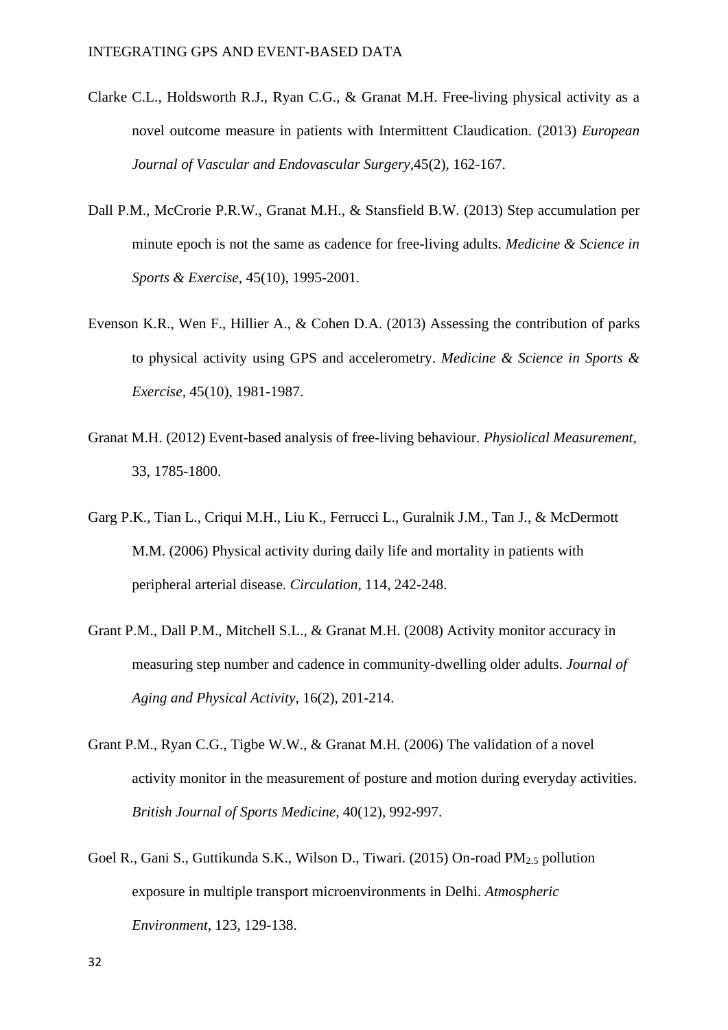Clarke C.L., Holdsworth R.J., Ryan C.G., & Granat M.H. Free-living physical activity as a novel outcome measure in patients with Intermittent Claudication. (2013) *European Journal of Vascular and Endovascular Surgery*,45(2), 162-167.

Dall P.M., McCrorie P.R.W., Granat M.H., & Stansfield B.W. (2013) Step accumulation per minute epoch is not the same as cadence for free-living adults. *Medicine & Science in Sports & Exercise*, 45(10), 1995-2001.

Evenson K.R., Wen F., Hillier A., & Cohen D.A. (2013) Assessing the contribution of parks to physical activity using GPS and accelerometry. *Medicine & Science in Sports & Exercise*, 45(10), 1981-1987.

Granat M.H. (2012) Event-based analysis of free-living behaviour. *Physiolical Measurement*, 33, 1785-1800.

Garg P.K., Tian L., Criqui M.H., Liu K., Ferrucci L., Guralnik J.M., Tan J., & McDermott M.M. (2006) Physical activity during daily life and mortality in patients with peripheral arterial disease. *Circulation*, 114, 242-248.

Grant P.M., Dall P.M., Mitchell S.L., & Granat M.H. (2008) Activity monitor accuracy in measuring step number and cadence in community-dwelling older adults. *Journal of Aging and Physical Activity*, 16(2), 201-214.

Grant P.M., Ryan C.G., Tigbe W.W., & Granat M.H. (2006) The validation of a novel activity monitor in the measurement of posture and motion during everyday activities. *British Journal of Sports Medicine*, 40(12), 992-997.

Goel R., Gani S., Guttikunda S.K., Wilson D., Tiwari. (2015) On-road $PM_{2.5}$ pollution exposure in multiple transport microenvironments in Delhi. *Atmospheric Environment*, 123, 129-138.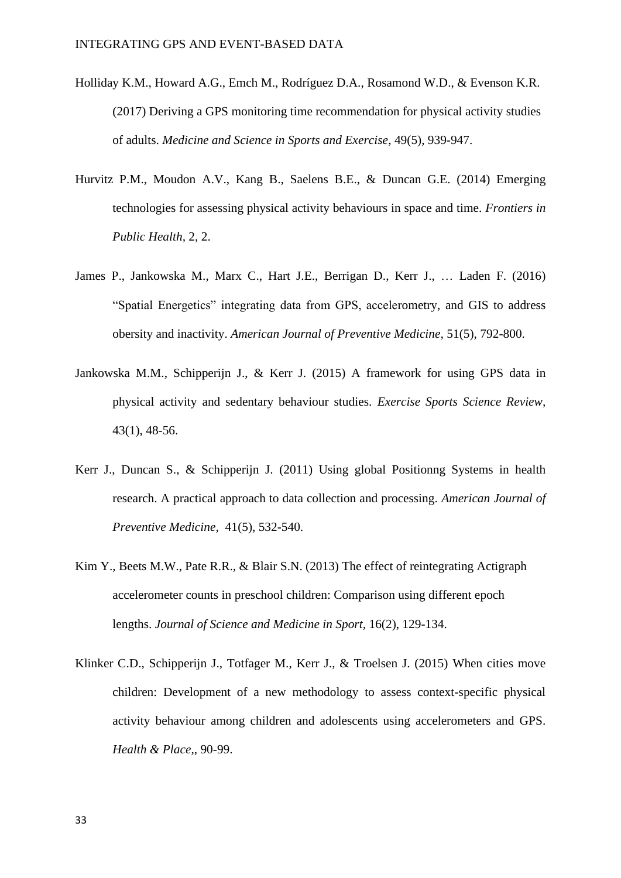Holliday K.M., Howard A.G., Emch M., Rodríguez D.A., Rosamond W.D., & Evenson K.R. (2017) Deriving a GPS monitoring time recommendation for physical activity studies of adults. *Medicine and Science in Sports and Exercise*, 49(5), 939-947.

Hurvitz P.M., Moudon A.V., Kang B., Saelens B.E., & Duncan G.E. (2014) Emerging technologies for assessing physical activity behaviours in space and time. *Frontiers in Public Health,* 2, 2.

James P., Jankowska M., Marx C., Hart J.E., Berrigan D., Kerr J., … Laden F. (2016) "Spatial Energetics" integrating data from GPS, accelerometry, and GIS to address obersity and inactivity. *American Journal of Preventive Medicine,* 51(5), 792-800.

Jankowska M.M., Schipperijn J., & Kerr J. (2015) A framework for using GPS data in physical activity and sedentary behaviour studies. *Exercise Sports Science Review,* 43(1), 48-56.

Kerr J., Duncan S., & Schipperijn J. (2011) Using global Positionng Systems in health research. A practical approach to data collection and processing. *American Journal of Preventive Medicine,* 41(5), 532-540.

Kim Y., Beets M.W., Pate R.R., & Blair S.N. (2013) The effect of reintegrating Actigraph accelerometer counts in preschool children: Comparison using different epoch lengths. *Journal of Science and Medicine in Sport*, 16(2), 129-134.

Klinker C.D., Schipperijn J., Totfager M., Kerr J., & Troelsen J. (2015) When cities move children: Development of a new methodology to assess context-specific physical activity behaviour among children and adolescents using accelerometers and GPS. *Health & Place,*, 90-99.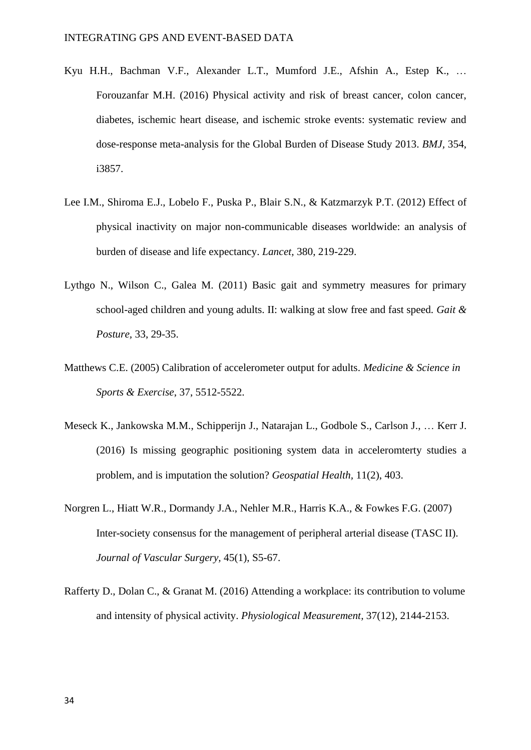Kyu H.H., Bachman V.F., Alexander L.T., Mumford J.E., Afshin A., Estep K., … Forouzanfar M.H. (2016) Physical activity and risk of breast cancer, colon cancer, diabetes, ischemic heart disease, and ischemic stroke events: systematic review and dose-response meta-analysis for the Global Burden of Disease Study 2013. *BMJ*, 354, i3857.

Lee I.M., Shiroma E.J., Lobelo F., Puska P., Blair S.N., & Katzmarzyk P.T. (2012) Effect of physical inactivity on major non-communicable diseases worldwide: an analysis of burden of disease and life expectancy. *Lancet*, 380, 219-229.

Lythgo N., Wilson C., Galea M. (2011) Basic gait and symmetry measures for primary school-aged children and young adults. II: walking at slow free and fast speed. *Gait & Posture*, 33, 29-35.

Matthews C.E. (2005) Calibration of accelerometer output for adults. *Medicine & Science in Sports & Exercise*, 37, 5512-5522.

Meseck K., Jankowska M.M., Schipperijn J., Natarajan L., Godbole S., Carlson J., … Kerr J. (2016) Is missing geographic positioning system data in acceleromterty studies a problem, and is imputation the solution? *Geospatial Health*, 11(2), 403.

Norgren L., Hiatt W.R., Dormandy J.A., Nehler M.R., Harris K.A., & Fowkes F.G. (2007) Inter-society consensus for the management of peripheral arterial disease (TASC II). *Journal of Vascular Surgery*, 45(1), S5-67.

Rafferty D., Dolan C., & Granat M. (2016) Attending a workplace: its contribution to volume and intensity of physical activity. *Physiological Measurement*, 37(12), 2144-2153.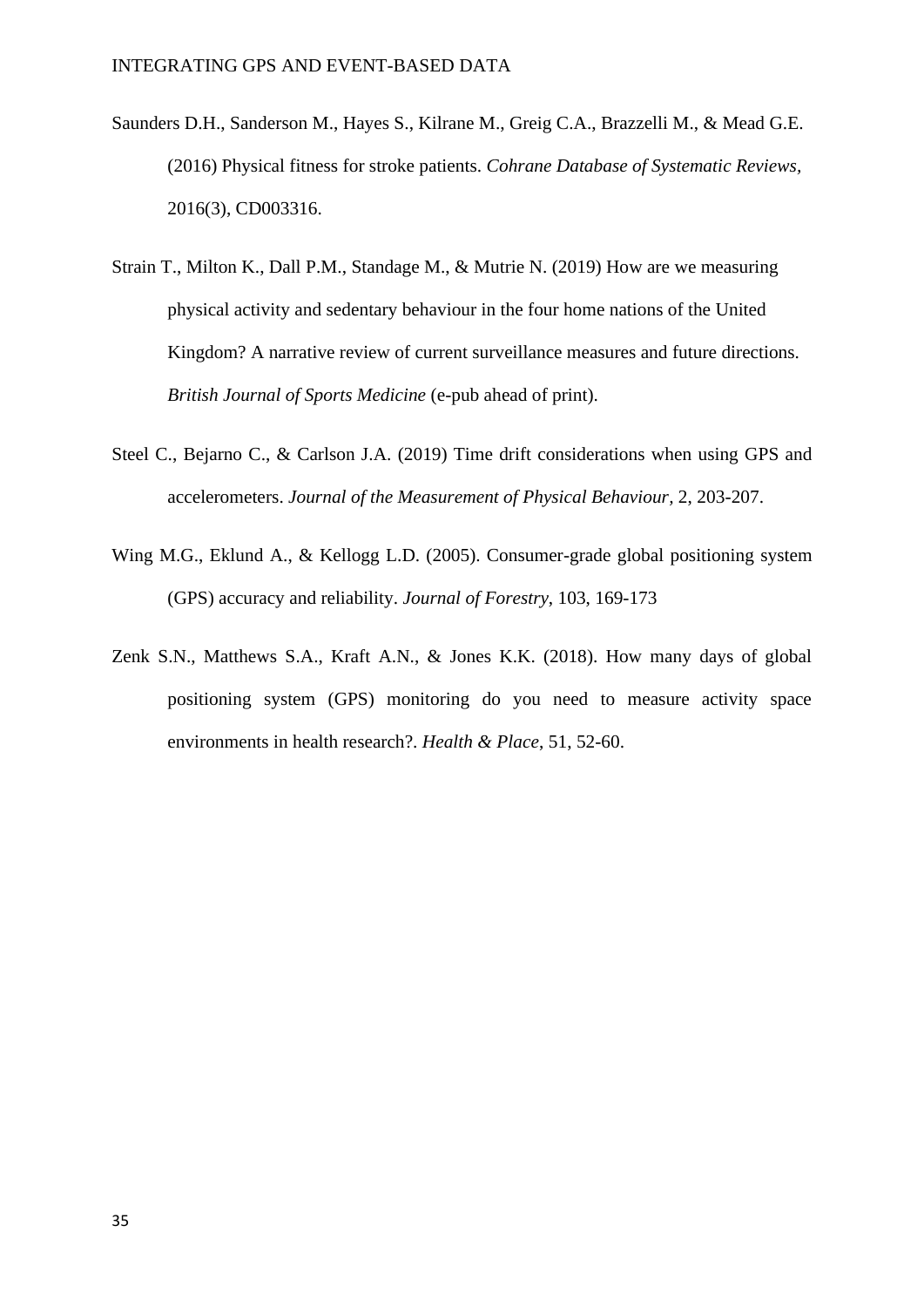Saunders D.H., Sanderson M., Hayes S., Kilrane M., Greig C.A., Brazzelli M., & Mead G.E. (2016) Physical fitness for stroke patients. *Cohrane Database of Systematic Reviews*, 2016(3), CD003316.

Strain T., Milton K., Dall P.M., Standage M., & Mutrie N. (2019) How are we measuring physical activity and sedentary behaviour in the four home nations of the United Kingdom? A narrative review of current surveillance measures and future directions. *British Journal of Sports Medicine* (e-pub ahead of print).

Steel C., Bejarno C., & Carlson J.A. (2019) Time drift considerations when using GPS and accelerometers. *Journal of the Measurement of Physical Behaviour*, 2, 203-207.

Wing M.G., Eklund A., & Kellogg L.D. (2005). Consumer-grade global positioning system (GPS) accuracy and reliability. *Journal of Forestry*, 103, 169-173

Zenk S.N., Matthews S.A., Kraft A.N., & Jones K.K. (2018). How many days of global positioning system (GPS) monitoring do you need to measure activity space environments in health research?. *Health & Place*, 51, 52-60.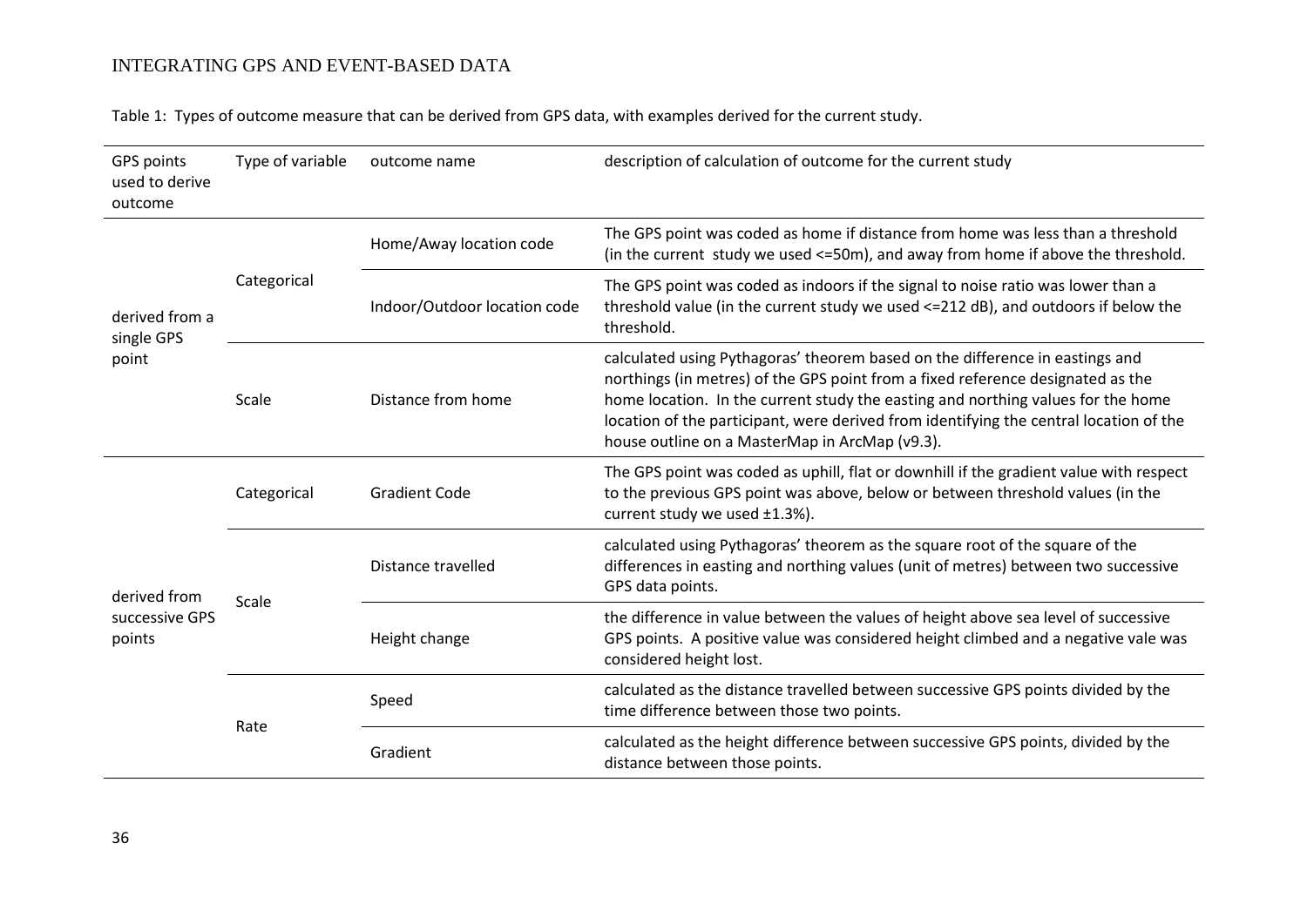Table 1: Types of outcome measure that can be derived from GPS data, with examples derived for the current study.

| GPS points used to derive outcome | Type of variable | outcome name | description of calculation of outcome for the current study |
|---|---|---|---|
| derived from a single GPS point | Categorical | Home/Away location code | The GPS point was coded as home if distance from home was less than a threshold (in the current study we used <=50m), and away from home if above the threshold. |
| | | Indoor/Outdoor location code | The GPS point was coded as indoors if the signal to noise ratio was lower than a threshold value (in the current study we used <=212 dB), and outdoors if below the threshold. |
| | Scale | Distance from home | calculated using Pythagoras' theorem based on the difference in eastings and northings (in metres) of the GPS point from a fixed reference designated as the home location. In the current study the easting and northing values for the home location of the participant, were derived from identifying the central location of the house outline on a MasterMap in ArcMap (v9.3). |
| derived from successive GPS points | Categorical | Gradient Code | The GPS point was coded as uphill, flat or downhill if the gradient value with respect to the previous GPS point was above, below or between threshold values (in the current study we used ±1.3%). |
| | Scale | Distance travelled | calculated using Pythagoras' theorem as the square root of the square of the differences in easting and northing values (unit of metres) between two successive GPS data points. |
| | | Height change | the difference in value between the values of height above sea level of successive GPS points. A positive value was considered height climbed and a negative vale was considered height lost. |
| | Rate | Speed | calculated as the distance travelled between successive GPS points divided by the time difference between those two points. |
| | | Gradient | calculated as the height difference between successive GPS points, divided by the distance between those points. |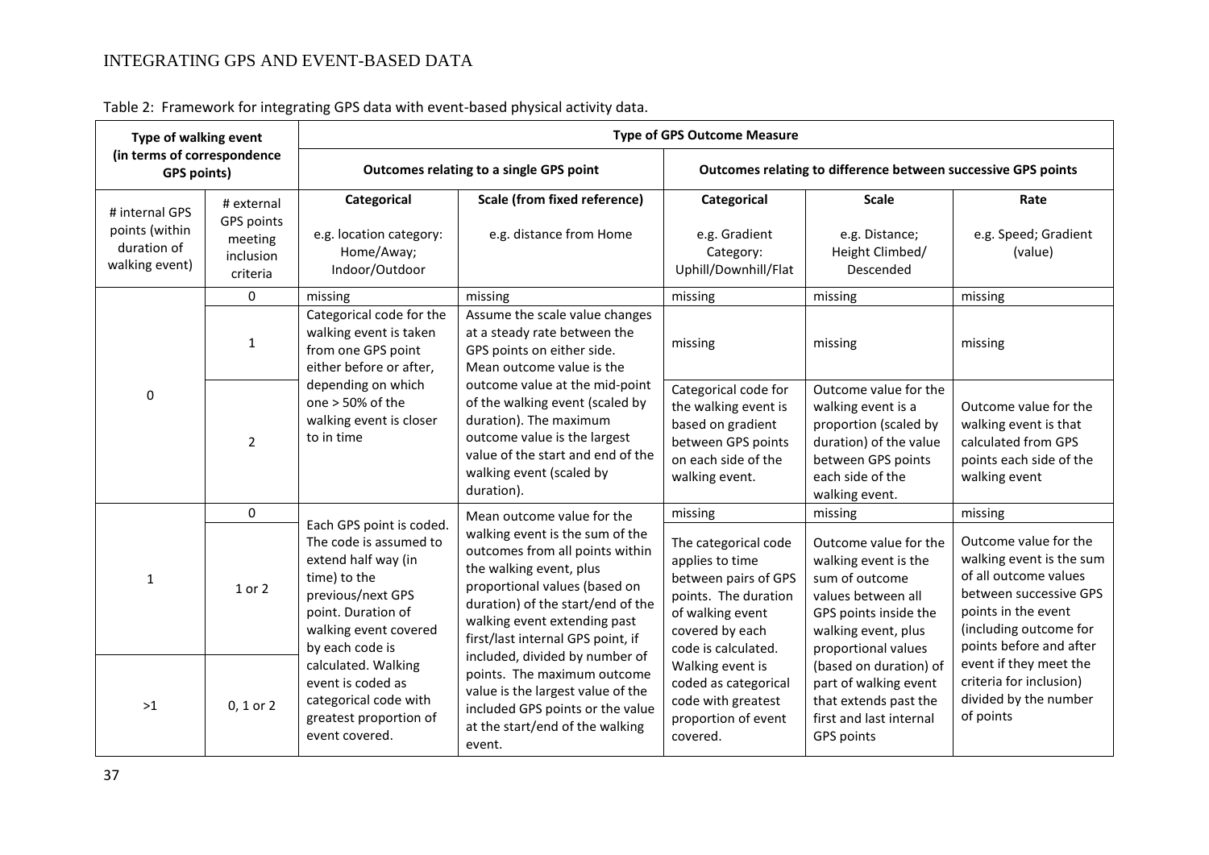Table 2: Framework for integrating GPS data with event-based physical activity data.

| Type of walking event (in terms of correspondence GPS points) | | Type of GPS Outcome Measure | | | | |
|---|---|---|---|---|---|---|
| | | Outcomes relating to a single GPS point | | Outcomes relating to difference between successive GPS points | | |
| # internal GPS points (within duration of walking event) | # external GPS points meeting inclusion criteria | Categorical<br><br>e.g. location category: Home/Away; Indoor/Outdoor | Scale (from fixed reference)<br><br>e.g. distance from Home | Categorical<br><br>e.g. Gradient Category: Uphill/Downhill/Flat | Scale<br><br>e.g. Distance; Height Climbed/ Descended | Rate<br><br>e.g. Speed; Gradient (value) |
| 0 | 0 | missing | missing | missing | missing | missing |
| 0 | 1 | Categorical code for the walking event is taken from one GPS point either before or after, depending on which one > 50% of the walking event is closer to in time | Assume the scale value changes at a steady rate between the GPS points on either side. Mean outcome value is the outcome value at the mid-point of the walking event (scaled by duration). The maximum outcome value is the largest value of the start and end of the walking event (scaled by duration). | missing | missing | missing |
| 0 | 2 | | | Categorical code for the walking event is based on gradient between GPS points on each side of the walking event. | Outcome value for the walking event is a proportion (scaled by duration) of the value between GPS points each side of the walking event. | Outcome value for the walking event is that calculated from GPS points each side of the walking event |
| 1 | 0 | Each GPS point is coded. The code is assumed to extend half way (in time) to the previous/next GPS point. Duration of walking event covered by each code is calculated. Walking event is coded as categorical code with greatest proportion of event covered. | Mean outcome value for the walking event is the sum of the outcomes from all points within the walking event, plus proportional values (based on duration) of the start/end of the walking event extending past first/last internal GPS point, if included, divided by number of points. The maximum outcome value is the largest value of the included GPS points or the value at the start/end of the walking event. | missing | missing | missing |
| 1 | 1 or 2 | | | The categorical code applies to time between pairs of GPS points. The duration of walking event covered by each code is calculated. Walking event is coded as categorical code with greatest proportion of event covered. | Outcome value for the walking event is the sum of outcome values between all GPS points inside the walking event, plus proportional values (based on duration) of part of walking event that extends past the first and last internal GPS points | Outcome value for the walking event is the sum of all outcome values between successive GPS points in the event (including outcome for points before and after event if they meet the criteria for inclusion) divided by the number of points |
| >1 | 0, 1 or 2 | | | | | |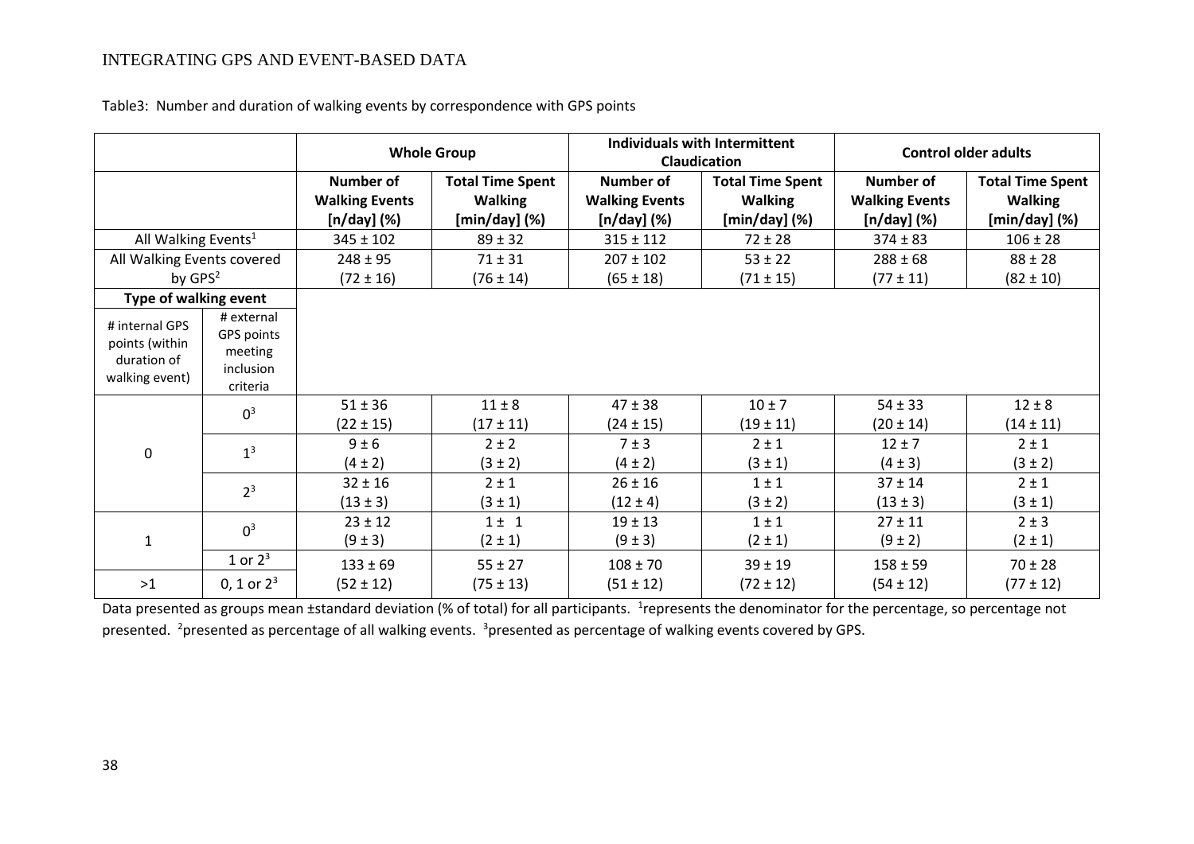Table3: Number and duration of walking events by correspondence with GPS points

| | | Whole Group | | Individuals with Intermittent Claudication | | Control older adults | |
|---|---|---|---|---|---|---|---|
| | | Number of Walking Events [n/day] (%) | Total Time Spent Walking [min/day] (%) | Number of Walking Events [n/day] (%) | Total Time Spent Walking [min/day] (%) | Number of Walking Events [n/day] (%) | Total Time Spent Walking [min/day] (%) |
| All Walking Events[1] | | 345 ± 102 | 89 ± 32 | 315 ± 112 | 72 ± 28 | 374 ± 83 | 106 ± 28 |
| All Walking Events covered by GPS[2] | | 248 ± 95 (72 ± 16) | 71 ± 31 (76 ± 14) | 207 ± 102 (65 ± 18) | 53 ± 22 (71 ± 15) | 288 ± 68 (77 ± 11) | 88 ± 28 (82 ± 10) |
| **Type of walking event** | | | | | | | |
| # internal GPS points (within duration of walking event) | # external GPS points meeting inclusion criteria | | | | | | |
| 0 | 0[3] | 51 ± 36 (22 ± 15) | 11 ± 8 (17 ± 11) | 47 ± 38 (24 ± 15) | 10 ± 7 (19 ± 11) | 54 ± 33 (20 ± 14) | 12 ± 8 (14 ± 11) |
| | 1[3] | 9 ± 6 (4 ± 2) | 2 ± 2 (3 ± 2) | 7 ± 3 (4 ± 2) | 2 ± 1 (3 ± 1) | 12 ± 7 (4 ± 3) | 2 ± 1 (3 ± 2) |
| | 2[3] | 32 ± 16 (13 ± 3) | 2 ± 1 (3 ± 1) | 26 ± 16 (12 ± 4) | 1 ± 1 (3 ± 2) | 37 ± 14 (13 ± 3) | 2 ± 1 (3 ± 1) |
| 1 | 0[3] | 23 ± 12 (9 ± 3) | 1 ± 1 (2 ± 1) | 19 ± 13 (9 ± 3) | 1 ± 1 (2 ± 1) | 27 ± 11 (9 ± 2) | 2 ± 3 (2 ± 1) |
| | 1 or 2[3] | 133 ± 69 (52 ± 12) | 55 ± 27 (75 ± 13) | 108 ± 70 (51 ± 12) | 39 ± 19 (72 ± 12) | 158 ± 59 (54 ± 12) | 70 ± 28 (77 ± 12) |
| >1 | 0, 1 or 2[3] | | | | | | |

Data presented as groups mean ±standard deviation (% of total) for all participants. [1]represents the denominator for the percentage, so percentage not presented. [2]presented as percentage of all walking events. [3]presented as percentage of walking events covered by GPS.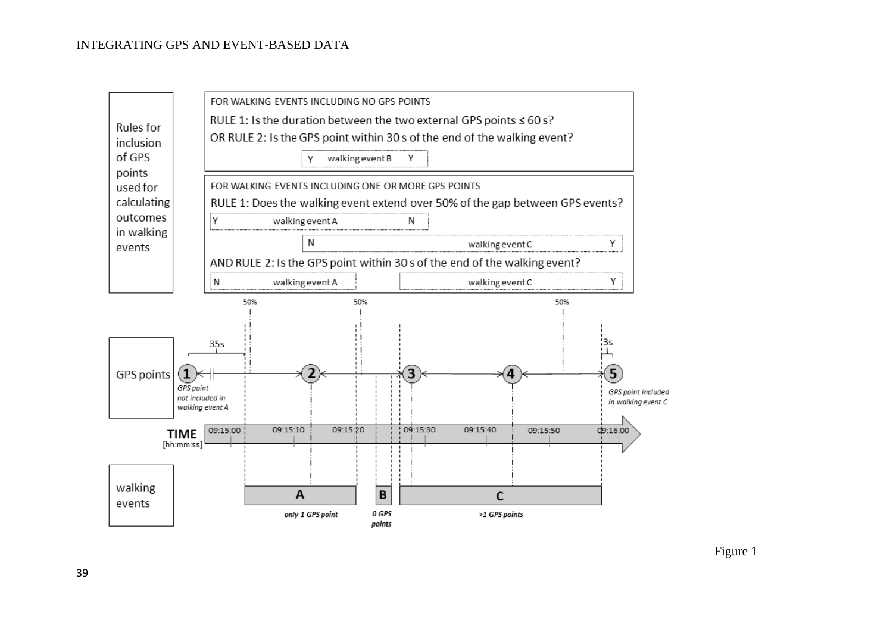**Rules for inclusion of GPS points used for calculating outcomes in walking events**

FOR WALKING EVENTS INCLUDING NO GPS POINTS

RULE 1: Is the duration between the two external GPS points ≤ 60 s?

OR RULE 2: Is the GPS point within 30 s of the end of the walking event?

- Y walking event B Y

FOR WALKING EVENTS INCLUDING ONE OR MORE GPS POINTS

RULE 1: Does the walking event extend over 50% of the gap between GPS events?

- Y walking event A N
- N walking event C Y

AND RULE 2: Is the GPS point within 30 s of the end of the walking event?

- N walking event A
- walking event C Y

**GPS points**

1 — 35s — 2 — 3 — 4 — 5 (3s)

50% 50% 50%

*GPS point not included in walking event A*

*GPS point included in walking event C*

**TIME** [hh:mm:ss]

09:15:00 09:15:10 09:15:20 09:15:30 09:15:40 09:15:50 09:16:00

**walking events**

A — *only 1 GPS point*

B — *0 GPS points*

C — *>1 GPS points*

Figure 1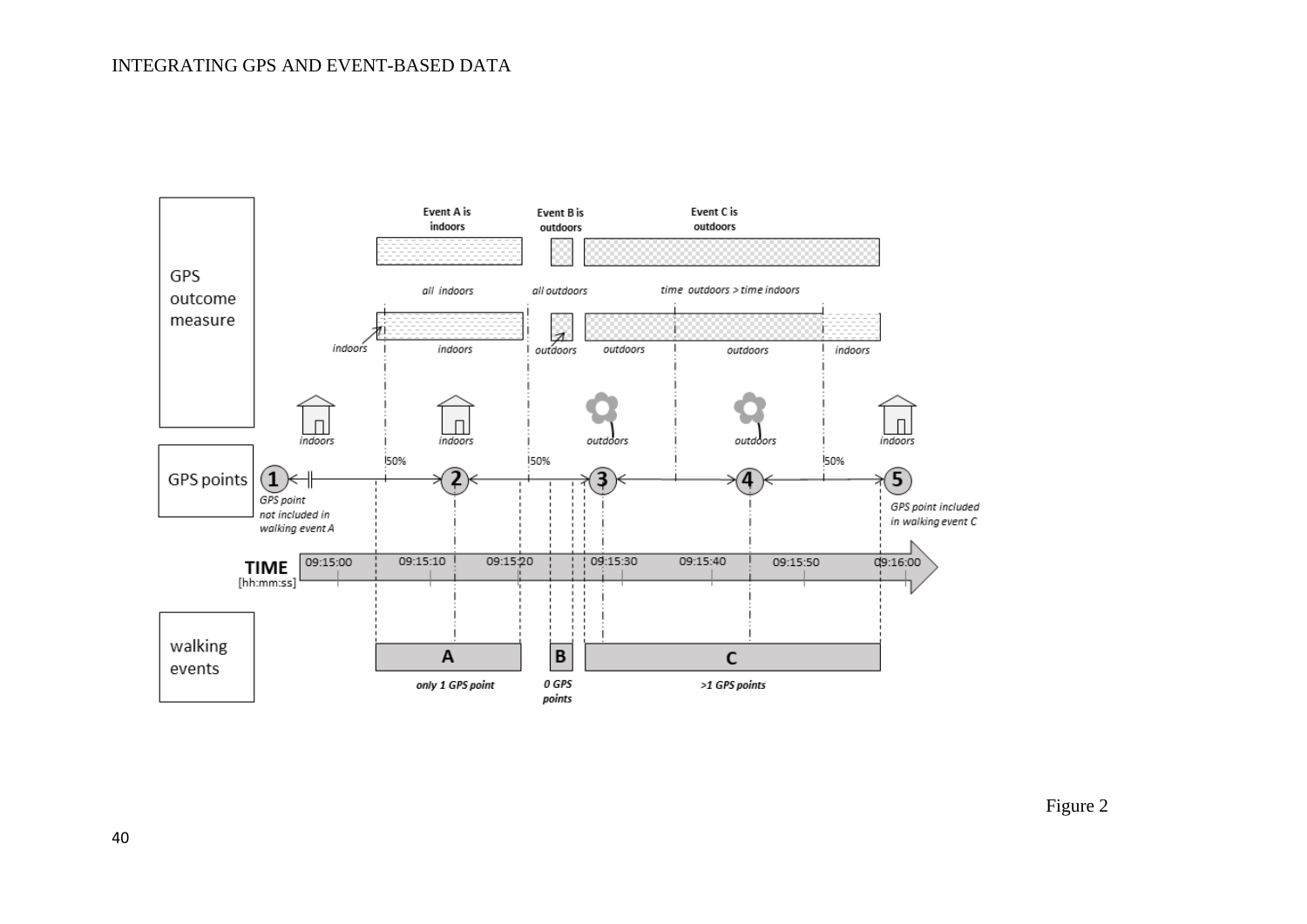GPS outcome measure

Event A is indoors

Event B is outdoors

Event C is outdoors

*all indoors*

*all outdoors*

*time outdoors > time indoors*

*indoors* *indoors* *outdoors* *outdoors* *outdoors* *indoors*

*indoors* *indoors* *outdoors* *outdoors* *indoors*

50% 50% 50%

GPS points 1 2 3 4 5

*GPS point not included in walking event A*

*GPS point included in walking event C*

**TIME** [hh:mm:ss] 09:15:00 09:15:10 09:15:20 09:15:30 09:15:40 09:15:50 09:16:00

walking events

A B C

*only 1 GPS point*

*0 GPS points*

*>1 GPS points*

Figure 2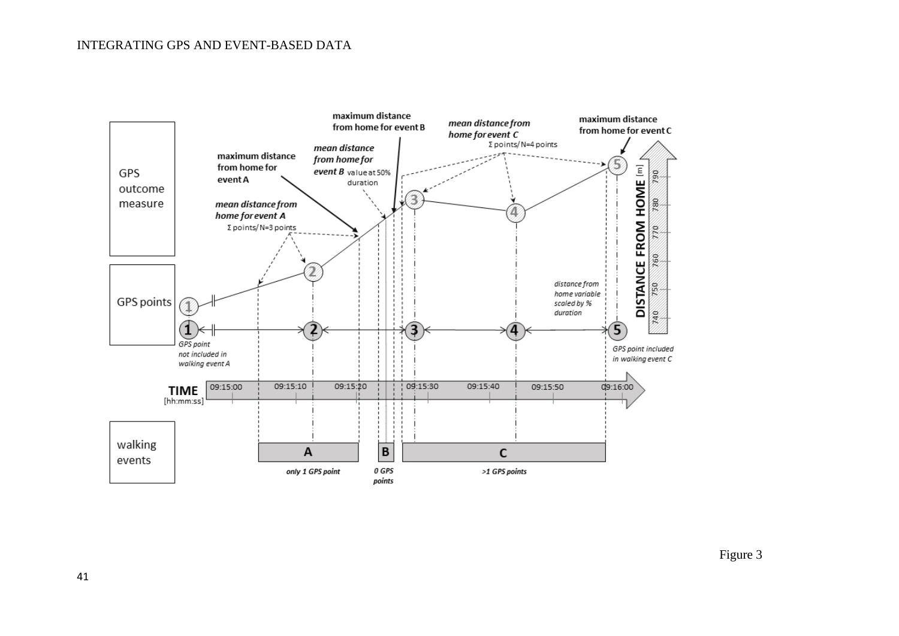GPS outcome measure

GPS points

walking events

maximum distance from home for event A

*mean distance from home for event A*
Σ points/N=3 points

*mean distance from home for event B* value at 50% duration

maximum distance from home for event B

*mean distance from home for event C*
Σ points/N=4 points

maximum distance from home for event C

*distance from home variable scaled by % duration*

DISTANCE FROM HOME [m]

740 750 760 770 780 790

1 2 3 4 5

*GPS point not included in walking event A*

*GPS point included in walking event C*

TIME [hh:mm:ss]

09:15:00 09:15:10 09:15:20 09:15:30 09:15:40 09:15:50 09:16:00

A B C

*only 1 GPS point*

*0 GPS points*

*>1 GPS points*

Figure 3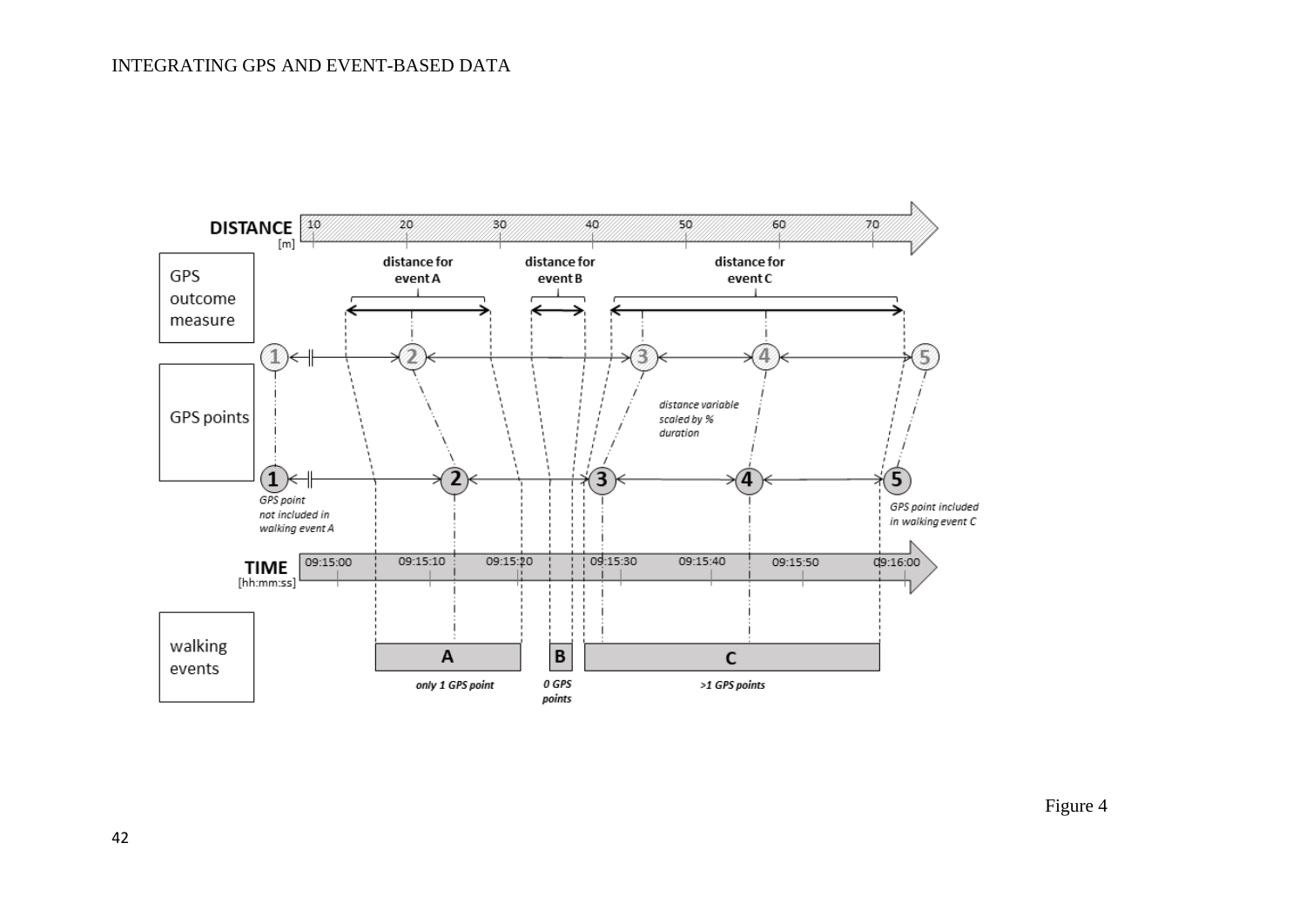Figure 4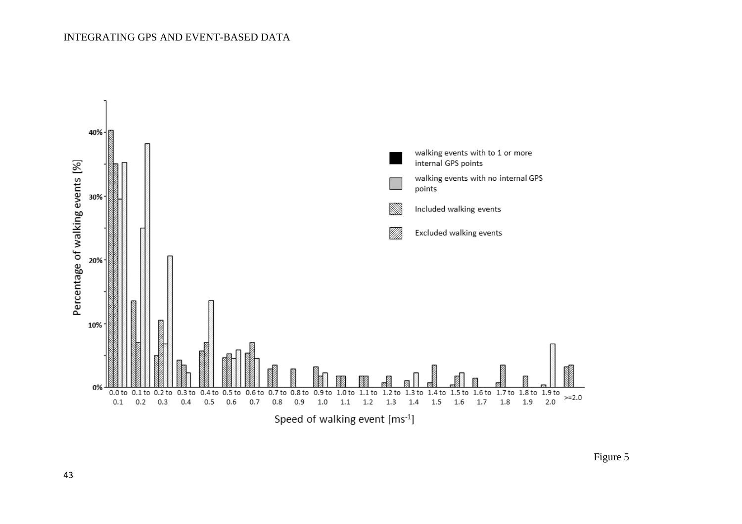40%

30%

20%

10%

0%

Percentage of walking events [%]

walking events with to 1 or more internal GPS points

walking events with no internal GPS points

Included walking events

Excluded walking events

0.0 to 0.1
0.1 to 0.2
0.2 to 0.3
0.3 to 0.4
0.4 to 0.5
0.5 to 0.6
0.6 to 0.7
0.7 to 0.8
0.8 to 0.9
0.9 to 1.0
1.0 to 1.1
1.1 to 1.2
1.2 to 1.3
1.3 to 1.4
1.4 to 1.5
1.5 to 1.6
1.6 to 1.7
1.7 to 1.8
1.8 to 1.9
1.9 to 2.0
>=2.0

Speed of walking event [$ms^{-1}$]

Figure 5